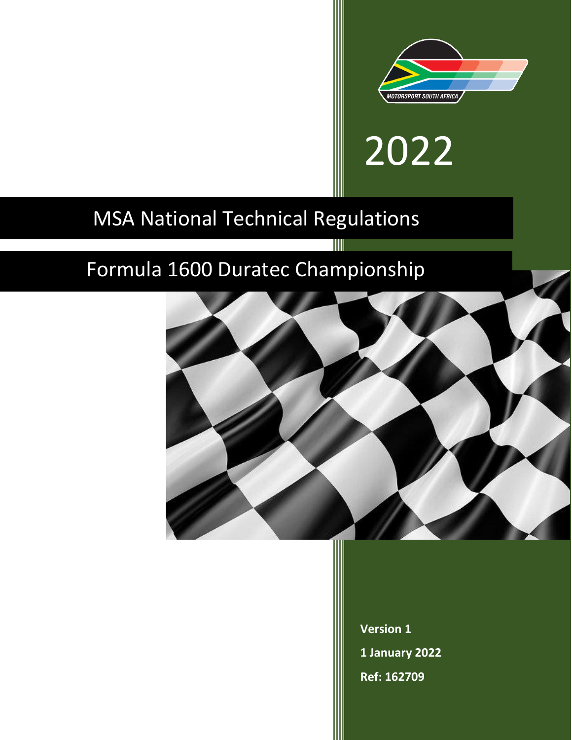MOTORSPORT SOUTH AFRICA

2022

# MSA National Technical Regulations

## Formula 1600 Duratec Championship

**Version 1**

**1 January 2022**

**Ref: 162709**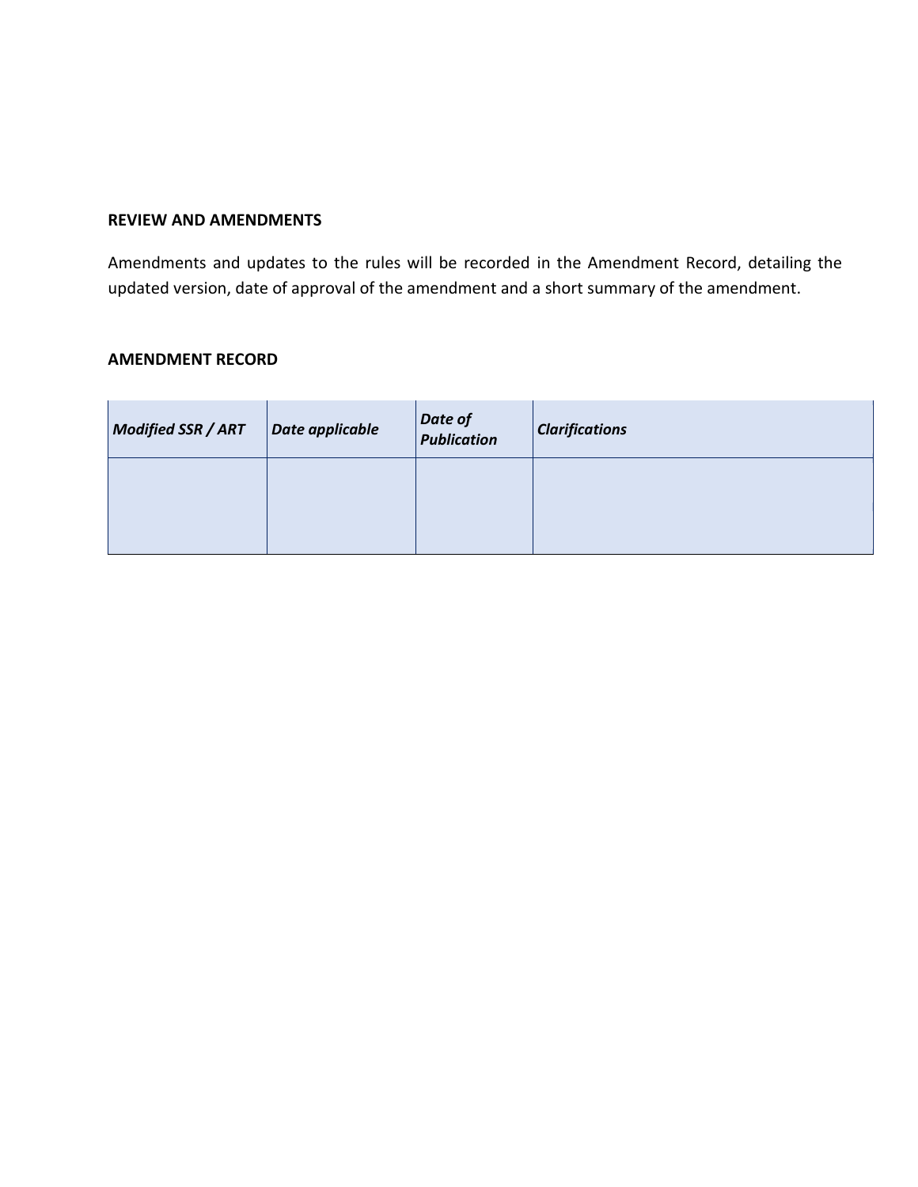## REVIEW AND AMENDMENTS

Amendments and updates to the rules will be recorded in the Amendment Record, detailing the updated version, date of approval of the amendment and a short summary of the amendment.

## AMENDMENT RECORD

| *Modified SSR / ART* | *Date applicable* | *Date of Publication* | *Clarifications* |
|---|---|---|---|
| | | | |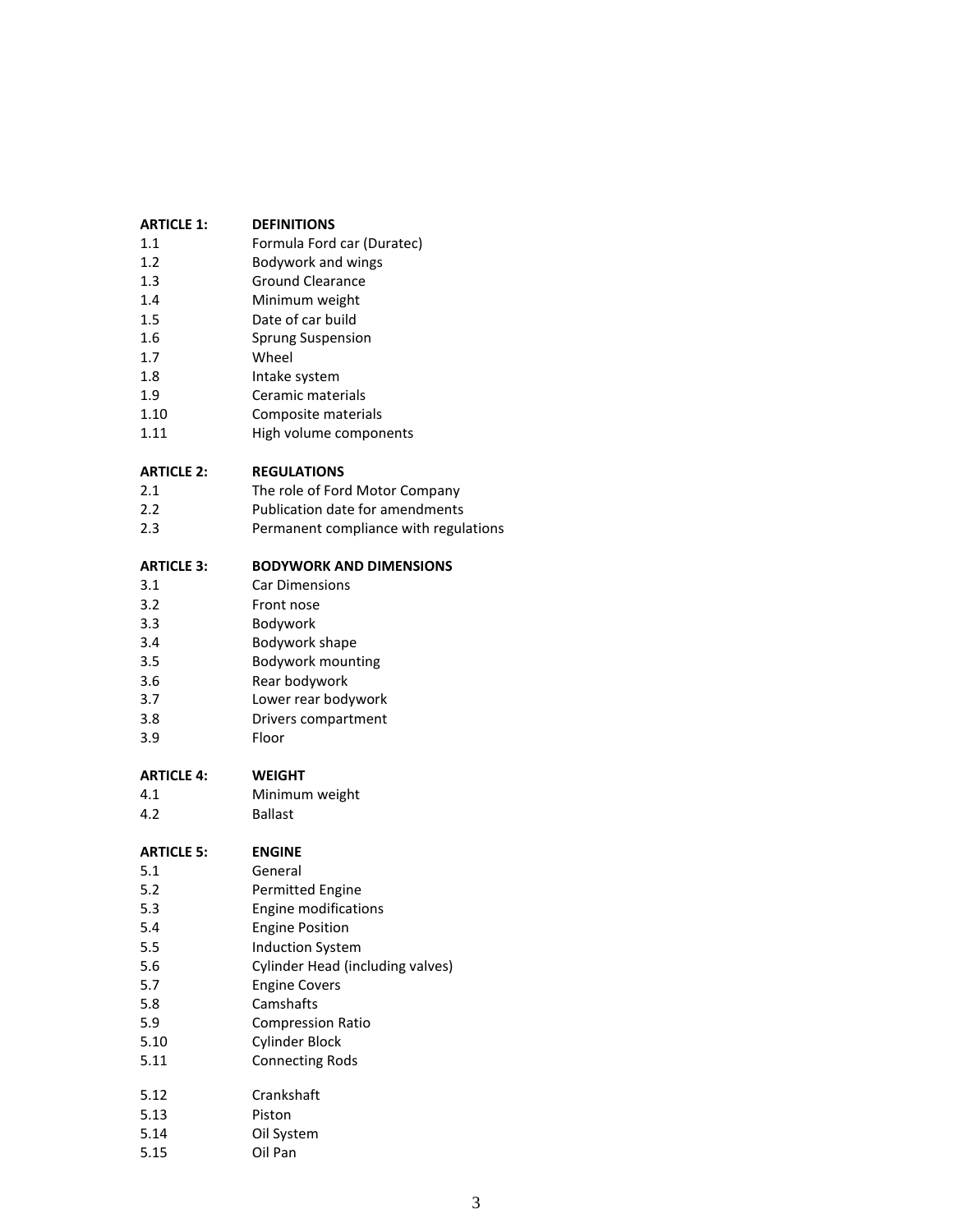**ARTICLE 1: DEFINITIONS**

1.1 Formula Ford car (Duratec)
1.2 Bodywork and wings
1.3 Ground Clearance
1.4 Minimum weight
1.5 Date of car build
1.6 Sprung Suspension
1.7 Wheel
1.8 Intake system
1.9 Ceramic materials
1.10 Composite materials
1.11 High volume components

**ARTICLE 2: REGULATIONS**

2.1 The role of Ford Motor Company
2.2 Publication date for amendments
2.3 Permanent compliance with regulations

**ARTICLE 3: BODYWORK AND DIMENSIONS**

3.1 Car Dimensions
3.2 Front nose
3.3 Bodywork
3.4 Bodywork shape
3.5 Bodywork mounting
3.6 Rear bodywork
3.7 Lower rear bodywork
3.8 Drivers compartment
3.9 Floor

**ARTICLE 4: WEIGHT**

4.1 Minimum weight
4.2 Ballast

**ARTICLE 5: ENGINE**

5.1 General
5.2 Permitted Engine
5.3 Engine modifications
5.4 Engine Position
5.5 Induction System
5.6 Cylinder Head (including valves)
5.7 Engine Covers
5.8 Camshafts
5.9 Compression Ratio
5.10 Cylinder Block
5.11 Connecting Rods

5.12 Crankshaft
5.13 Piston
5.14 Oil System
5.15 Oil Pan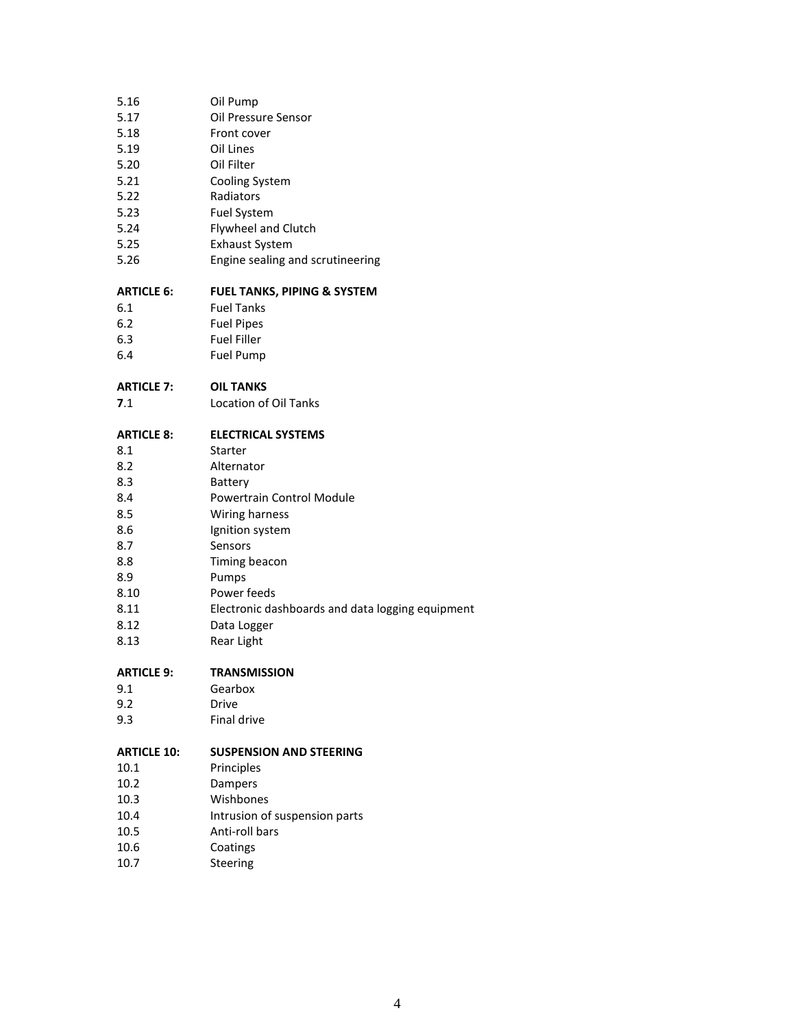5.16 Oil Pump
5.17 Oil Pressure Sensor
5.18 Front cover
5.19 Oil Lines
5.20 Oil Filter
5.21 Cooling System
5.22 Radiators
5.23 Fuel System
5.24 Flywheel and Clutch
5.25 Exhaust System
5.26 Engine sealing and scrutineering

**ARTICLE 6: FUEL TANKS, PIPING & SYSTEM**

6.1 Fuel Tanks
6.2 Fuel Pipes
6.3 Fuel Filler
6.4 Fuel Pump

**ARTICLE 7: OIL TANKS**

**7**.1 Location of Oil Tanks

**ARTICLE 8: ELECTRICAL SYSTEMS**

8.1 Starter
8.2 Alternator
8.3 Battery
8.4 Powertrain Control Module
8.5 Wiring harness
8.6 Ignition system
8.7 Sensors
8.8 Timing beacon
8.9 Pumps
8.10 Power feeds
8.11 Electronic dashboards and data logging equipment
8.12 Data Logger
8.13 Rear Light

**ARTICLE 9: TRANSMISSION**

9.1 Gearbox
9.2 Drive
9.3 Final drive

**ARTICLE 10: SUSPENSION AND STEERING**

10.1 Principles
10.2 Dampers
10.3 Wishbones
10.4 Intrusion of suspension parts
10.5 Anti-roll bars
10.6 Coatings
10.7 Steering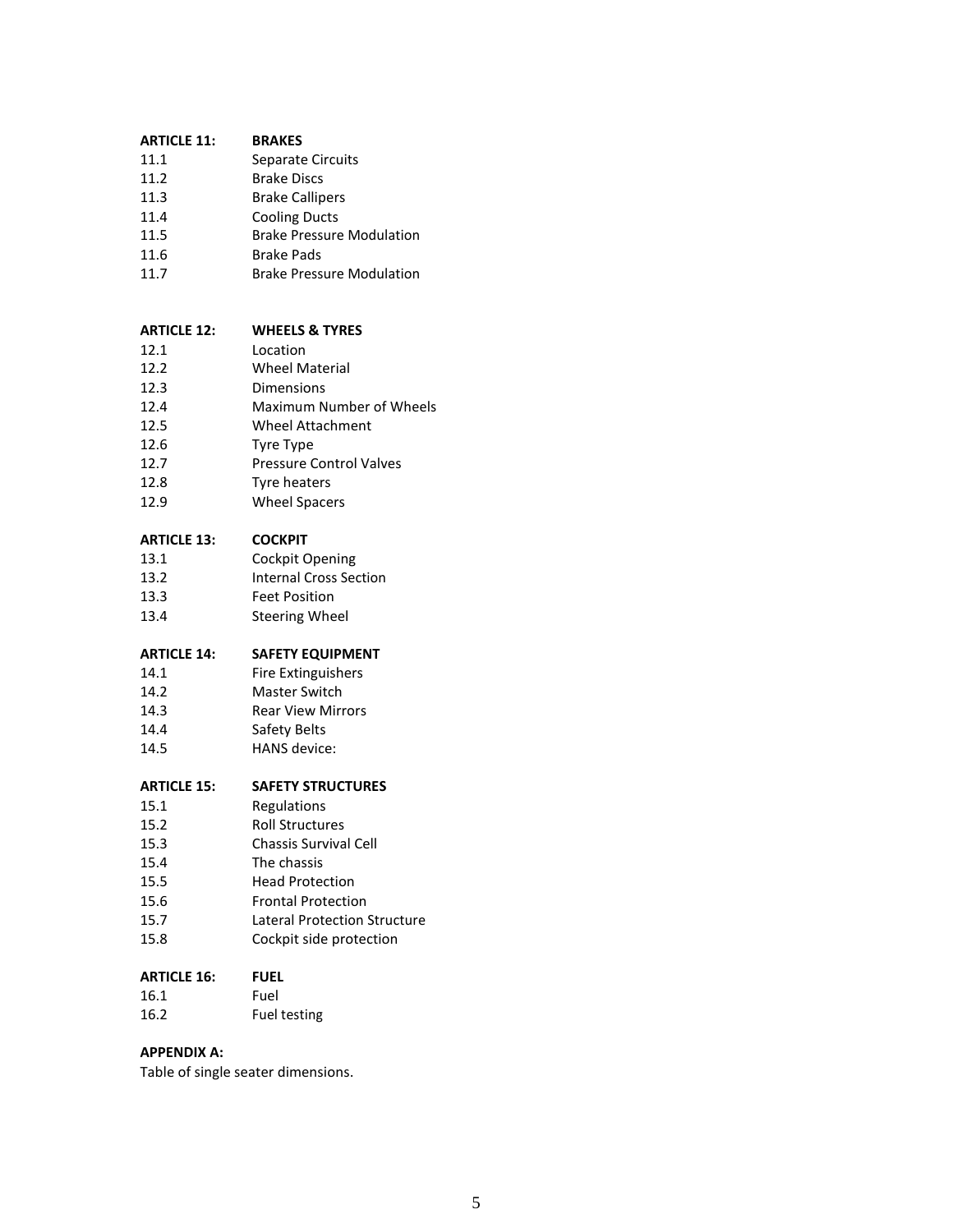**ARTICLE 11: BRAKES**

11.1 Separate Circuits
11.2 Brake Discs
11.3 Brake Callipers
11.4 Cooling Ducts
11.5 Brake Pressure Modulation
11.6 Brake Pads
11.7 Brake Pressure Modulation

**ARTICLE 12: WHEELS & TYRES**

12.1 Location
12.2 Wheel Material
12.3 Dimensions
12.4 Maximum Number of Wheels
12.5 Wheel Attachment
12.6 Tyre Type
12.7 Pressure Control Valves
12.8 Tyre heaters
12.9 Wheel Spacers

**ARTICLE 13: COCKPIT**

13.1 Cockpit Opening
13.2 Internal Cross Section
13.3 Feet Position
13.4 Steering Wheel

**ARTICLE 14: SAFETY EQUIPMENT**

14.1 Fire Extinguishers
14.2 Master Switch
14.3 Rear View Mirrors
14.4 Safety Belts
14.5 HANS device:

**ARTICLE 15: SAFETY STRUCTURES**

15.1 Regulations
15.2 Roll Structures
15.3 Chassis Survival Cell
15.4 The chassis
15.5 Head Protection
15.6 Frontal Protection
15.7 Lateral Protection Structure
15.8 Cockpit side protection

**ARTICLE 16: FUEL**

16.1 Fuel
16.2 Fuel testing

**APPENDIX A:**

Table of single seater dimensions.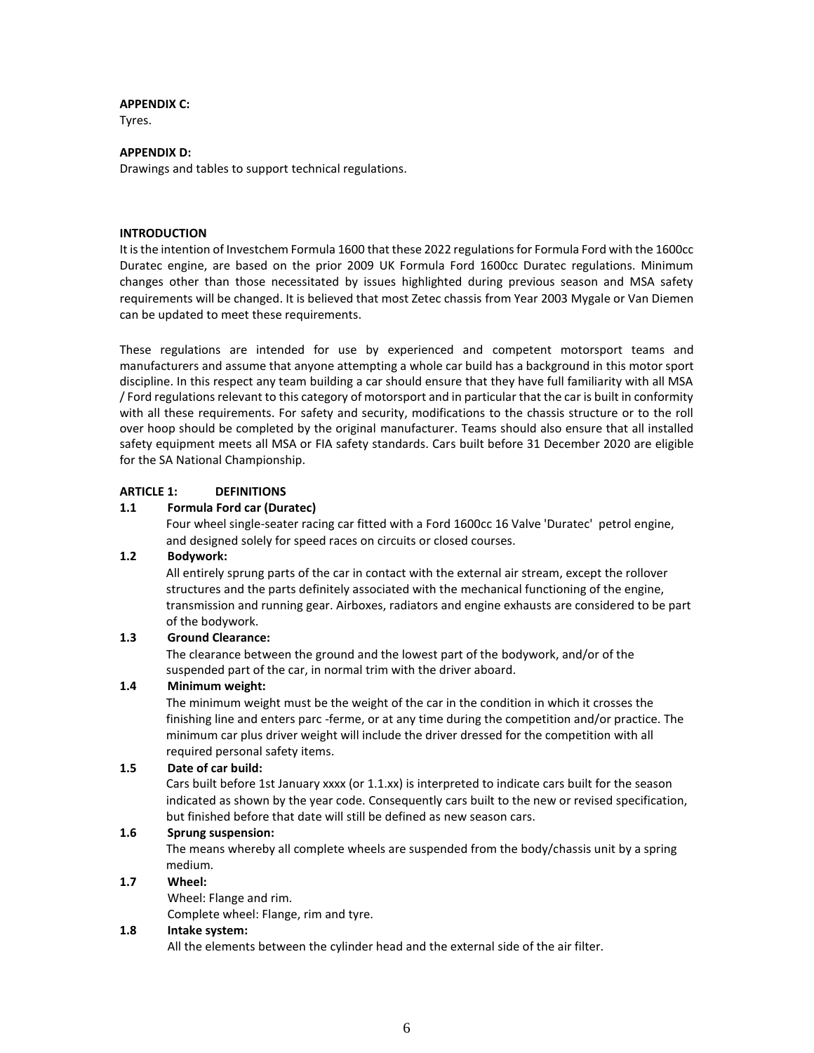**APPENDIX C:**
Tyres.

**APPENDIX D:**
Drawings and tables to support technical regulations.

**INTRODUCTION**

It is the intention of Investchem Formula 1600 that these 2022 regulations for Formula Ford with the 1600cc Duratec engine, are based on the prior 2009 UK Formula Ford 1600cc Duratec regulations. Minimum changes other than those necessitated by issues highlighted during previous season and MSA safety requirements will be changed. It is believed that most Zetec chassis from Year 2003 Mygale or Van Diemen can be updated to meet these requirements.

These regulations are intended for use by experienced and competent motorsport teams and manufacturers and assume that anyone attempting a whole car build has a background in this motor sport discipline. In this respect any team building a car should ensure that they have full familiarity with all MSA / Ford regulations relevant to this category of motorsport and in particular that the car is built in conformity with all these requirements. For safety and security, modifications to the chassis structure or to the roll over hoop should be completed by the original manufacturer. Teams should also ensure that all installed safety equipment meets all MSA or FIA safety standards. Cars built before 31 December 2020 are eligible for the SA National Championship.

**ARTICLE 1: DEFINITIONS**

**1.1 Formula Ford car (Duratec)**

Four wheel single-seater racing car fitted with a Ford 1600cc 16 Valve 'Duratec' petrol engine, and designed solely for speed races on circuits or closed courses.

**1.2 Bodywork:**

All entirely sprung parts of the car in contact with the external air stream, except the rollover structures and the parts definitely associated with the mechanical functioning of the engine, transmission and running gear. Airboxes, radiators and engine exhausts are considered to be part of the bodywork.

**1.3 Ground Clearance:**

The clearance between the ground and the lowest part of the bodywork, and/or of the suspended part of the car, in normal trim with the driver aboard.

**1.4 Minimum weight:**

The minimum weight must be the weight of the car in the condition in which it crosses the finishing line and enters parc -ferme, or at any time during the competition and/or practice. The minimum car plus driver weight will include the driver dressed for the competition with all required personal safety items.

**1.5 Date of car build:**

Cars built before 1st January xxxx (or 1.1.xx) is interpreted to indicate cars built for the season indicated as shown by the year code. Consequently cars built to the new or revised specification, but finished before that date will still be defined as new season cars.

**1.6 Sprung suspension:**

The means whereby all complete wheels are suspended from the body/chassis unit by a spring medium.

**1.7 Wheel:**

Wheel: Flange and rim.
Complete wheel: Flange, rim and tyre.

**1.8 Intake system:**

All the elements between the cylinder head and the external side of the air filter.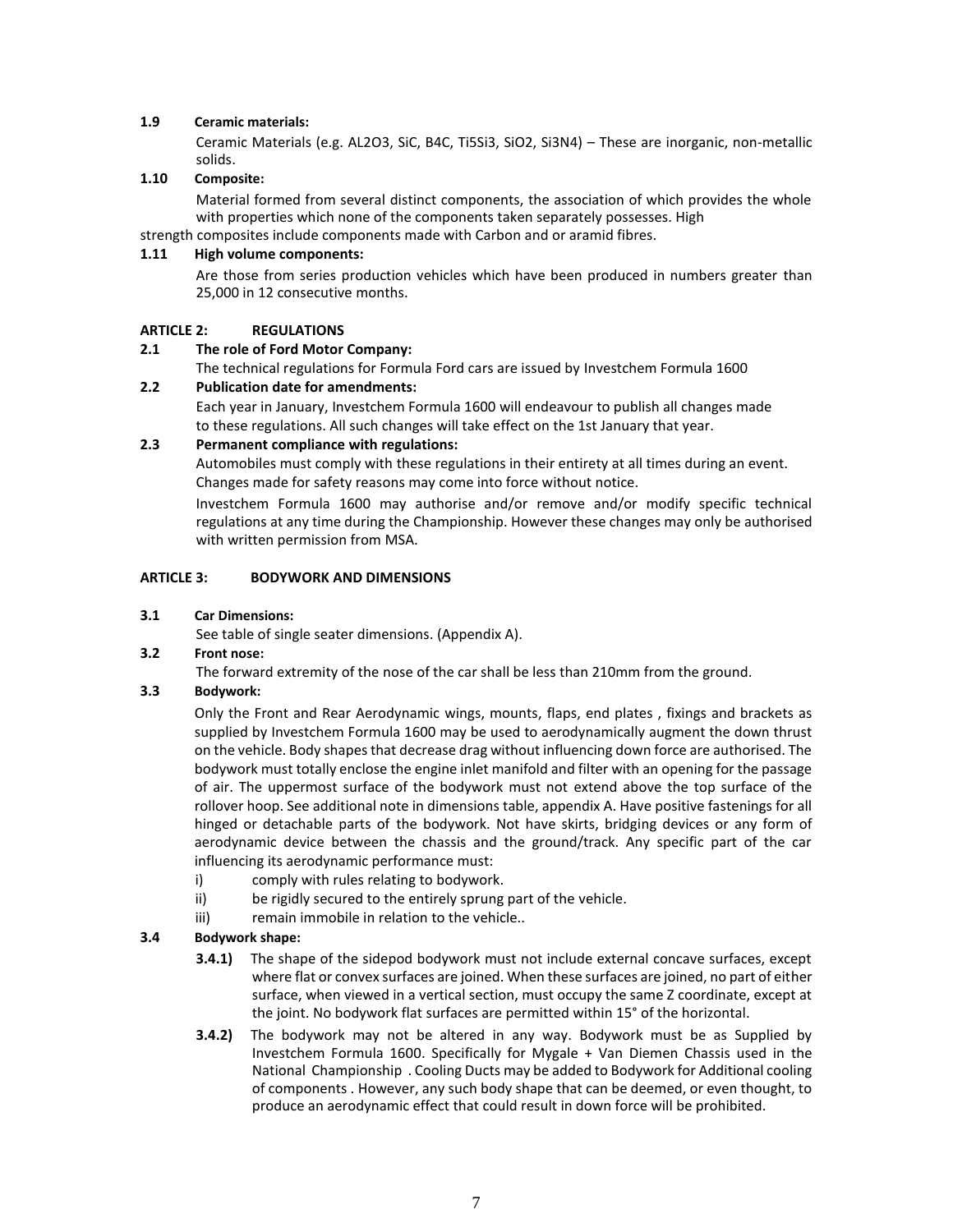**1.9 Ceramic materials:**

Ceramic Materials (e.g. $AL_2O_3$, SiC, $B_4C$, $Ti_5Si_3$, $SiO_2$, $Si_3N_4$) – These are inorganic, non-metallic solids.

**1.10 Composite:**

Material formed from several distinct components, the association of which provides the whole with properties which none of the components taken separately possesses. High strength composites include components made with Carbon and or aramid fibres.

**1.11 High volume components:**

Are those from series production vehicles which have been produced in numbers greater than 25,000 in 12 consecutive months.

## ARTICLE 2: REGULATIONS

**2.1 The role of Ford Motor Company:**

The technical regulations for Formula Ford cars are issued by Investchem Formula 1600

**2.2 Publication date for amendments:**

Each year in January, Investchem Formula 1600 will endeavour to publish all changes made to these regulations. All such changes will take effect on the 1st January that year.

**2.3 Permanent compliance with regulations:**

Automobiles must comply with these regulations in their entirety at all times during an event. Changes made for safety reasons may come into force without notice.

Investchem Formula 1600 may authorise and/or remove and/or modify specific technical regulations at any time during the Championship. However these changes may only be authorised with written permission from MSA.

## ARTICLE 3: BODYWORK AND DIMENSIONS

**3.1 Car Dimensions:**

See table of single seater dimensions. (Appendix A).

**3.2 Front nose:**

The forward extremity of the nose of the car shall be less than 210mm from the ground.

**3.3 Bodywork:**

Only the Front and Rear Aerodynamic wings, mounts, flaps, end plates , fixings and brackets as supplied by Investchem Formula 1600 may be used to aerodynamically augment the down thrust on the vehicle. Body shapes that decrease drag without influencing down force are authorised. The bodywork must totally enclose the engine inlet manifold and filter with an opening for the passage of air. The uppermost surface of the bodywork must not extend above the top surface of the rollover hoop. See additional note in dimensions table, appendix A. Have positive fastenings for all hinged or detachable parts of the bodywork. Not have skirts, bridging devices or any form of aerodynamic device between the chassis and the ground/track. Any specific part of the car influencing its aerodynamic performance must:

i) comply with rules relating to bodywork.

ii) be rigidly secured to the entirely sprung part of the vehicle.

iii) remain immobile in relation to the vehicle..

**3.4 Bodywork shape:**

**3.4.1)** The shape of the sidepod bodywork must not include external concave surfaces, except where flat or convex surfaces are joined. When these surfaces are joined, no part of either surface, when viewed in a vertical section, must occupy the same Z coordinate, except at the joint. No bodywork flat surfaces are permitted within 15° of the horizontal.

**3.4.2)** The bodywork may not be altered in any way. Bodywork must be as Supplied by Investchem Formula 1600. Specifically for Mygale + Van Diemen Chassis used in the National Championship . Cooling Ducts may be added to Bodywork for Additional cooling of components . However, any such body shape that can be deemed, or even thought, to produce an aerodynamic effect that could result in down force will be prohibited.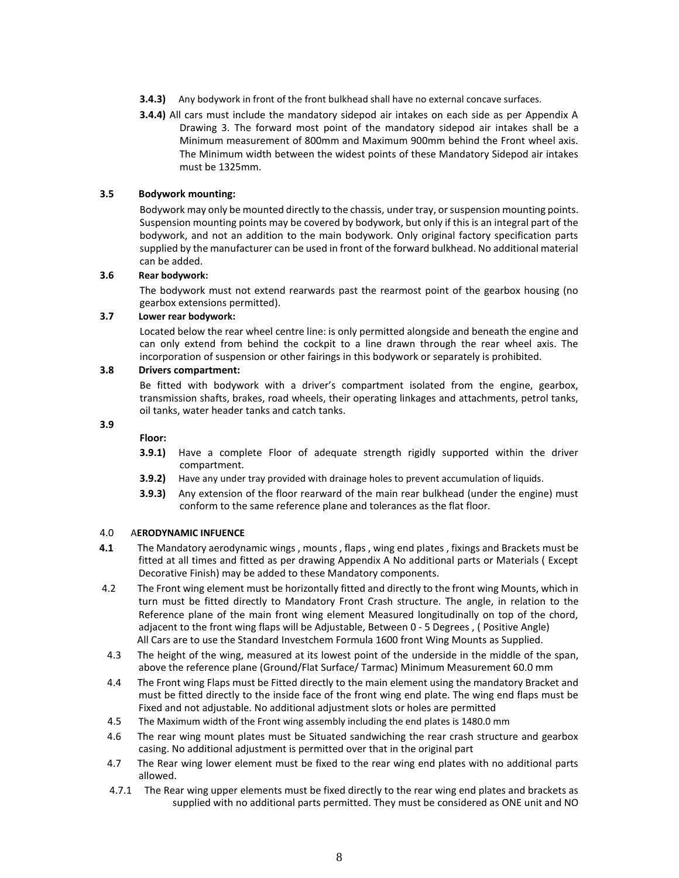**3.4.3)** Any bodywork in front of the front bulkhead shall have no external concave surfaces.

**3.4.4)** All cars must include the mandatory sidepod air intakes on each side as per Appendix A Drawing 3. The forward most point of the mandatory sidepod air intakes shall be a Minimum measurement of 800mm and Maximum 900mm behind the Front wheel axis. The Minimum width between the widest points of these Mandatory Sidepod air intakes must be 1325mm.

**3.5 Bodywork mounting:**

Bodywork may only be mounted directly to the chassis, under tray, or suspension mounting points. Suspension mounting points may be covered by bodywork, but only if this is an integral part of the bodywork, and not an addition to the main bodywork. Only original factory specification parts supplied by the manufacturer can be used in front of the forward bulkhead. No additional material can be added.

**3.6 Rear bodywork:**

The bodywork must not extend rearwards past the rearmost point of the gearbox housing (no gearbox extensions permitted).

**3.7 Lower rear bodywork:**

Located below the rear wheel centre line: is only permitted alongside and beneath the engine and can only extend from behind the cockpit to a line drawn through the rear wheel axis. The incorporation of suspension or other fairings in this bodywork or separately is prohibited.

**3.8 Drivers compartment:**

Be fitted with bodywork with a driver's compartment isolated from the engine, gearbox, transmission shafts, brakes, road wheels, their operating linkages and attachments, petrol tanks, oil tanks, water header tanks and catch tanks.

**3.9**

**Floor:**

**3.9.1)** Have a complete Floor of adequate strength rigidly supported within the driver compartment.

**3.9.2)** Have any under tray provided with drainage holes to prevent accumulation of liquids.

**3.9.3)** Any extension of the floor rearward of the main rear bulkhead (under the engine) must conform to the same reference plane and tolerances as the flat floor.

4.0 A**ERODYNAMIC INFUENCE**

**4.1** The Mandatory aerodynamic wings , mounts , flaps , wing end plates , fixings and Brackets must be fitted at all times and fitted as per drawing Appendix A No additional parts or Materials ( Except Decorative Finish) may be added to these Mandatory components.

4.2 The Front wing element must be horizontally fitted and directly to the front wing Mounts, which in turn must be fitted directly to Mandatory Front Crash structure. The angle, in relation to the Reference plane of the main front wing element Measured longitudinally on top of the chord, adjacent to the front wing flaps will be Adjustable, Between 0 - 5 Degrees , ( Positive Angle)
All Cars are to use the Standard Investchem Formula 1600 front Wing Mounts as Supplied.

4.3 The height of the wing, measured at its lowest point of the underside in the middle of the span, above the reference plane (Ground/Flat Surface/ Tarmac) Minimum Measurement 60.0 mm

4.4 The Front wing Flaps must be Fitted directly to the main element using the mandatory Bracket and must be fitted directly to the inside face of the front wing end plate. The wing end flaps must be Fixed and not adjustable. No additional adjustment slots or holes are permitted

4.5 The Maximum width of the Front wing assembly including the end plates is 1480.0 mm

4.6 The rear wing mount plates must be Situated sandwiching the rear crash structure and gearbox casing. No additional adjustment is permitted over that in the original part

4.7 The Rear wing lower element must be fixed to the rear wing end plates with no additional parts allowed.

4.7.1 The Rear wing upper elements must be fixed directly to the rear wing end plates and brackets as supplied with no additional parts permitted. They must be considered as ONE unit and NO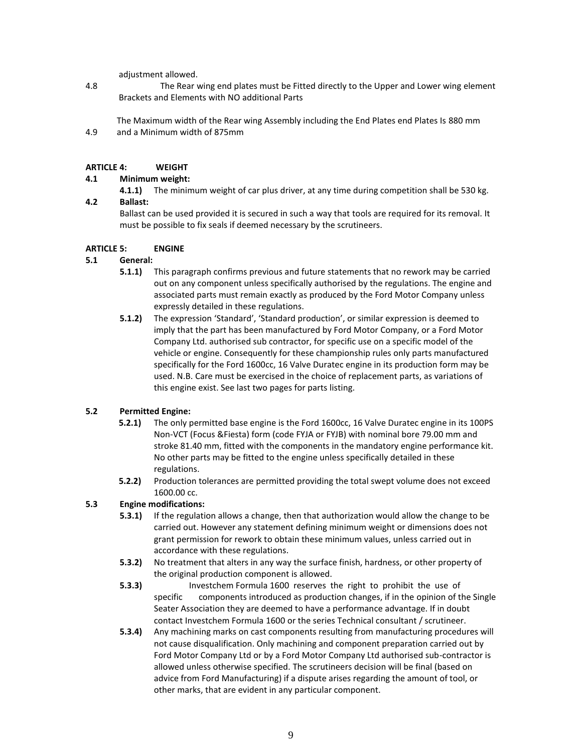adjustment allowed.

4.8 The Rear wing end plates must be Fitted directly to the Upper and Lower wing element Brackets and Elements with NO additional Parts

4.9 The Maximum width of the Rear wing Assembly including the End Plates end Plates Is 880 mm and a Minimum width of 875mm

**ARTICLE 4: WEIGHT**

**4.1 Minimum weight:**

**4.1.1)** The minimum weight of car plus driver, at any time during competition shall be 530 kg.

**4.2 Ballast:**

Ballast can be used provided it is secured in such a way that tools are required for its removal. It must be possible to fix seals if deemed necessary by the scrutineers.

**ARTICLE 5: ENGINE**

**5.1 General:**

**5.1.1)** This paragraph confirms previous and future statements that no rework may be carried out on any component unless specifically authorised by the regulations. The engine and associated parts must remain exactly as produced by the Ford Motor Company unless expressly detailed in these regulations.

**5.1.2)** The expression 'Standard', 'Standard production', or similar expression is deemed to imply that the part has been manufactured by Ford Motor Company, or a Ford Motor Company Ltd. authorised sub contractor, for specific use on a specific model of the vehicle or engine. Consequently for these championship rules only parts manufactured specifically for the Ford 1600cc, 16 Valve Duratec engine in its production form may be used. N.B. Care must be exercised in the choice of replacement parts, as variations of this engine exist. See last two pages for parts listing.

**5.2 Permitted Engine:**

**5.2.1)** The only permitted base engine is the Ford 1600cc, 16 Valve Duratec engine in its 100PS Non-VCT (Focus &Fiesta) form (code FYJA or FYJB) with nominal bore 79.00 mm and stroke 81.40 mm, fitted with the components in the mandatory engine performance kit. No other parts may be fitted to the engine unless specifically detailed in these regulations.

**5.2.2)** Production tolerances are permitted providing the total swept volume does not exceed 1600.00 cc.

**5.3 Engine modifications:**

**5.3.1)** If the regulation allows a change, then that authorization would allow the change to be carried out. However any statement defining minimum weight or dimensions does not grant permission for rework to obtain these minimum values, unless carried out in accordance with these regulations.

**5.3.2)** No treatment that alters in any way the surface finish, hardness, or other property of the original production component is allowed.

**5.3.3)** Investchem Formula 1600 reserves the right to prohibit the use of specific components introduced as production changes, if in the opinion of the Single Seater Association they are deemed to have a performance advantage. If in doubt contact Investchem Formula 1600 or the series Technical consultant / scrutineer.

**5.3.4)** Any machining marks on cast components resulting from manufacturing procedures will not cause disqualification. Only machining and component preparation carried out by Ford Motor Company Ltd or by a Ford Motor Company Ltd authorised sub-contractor is allowed unless otherwise specified. The scrutineers decision will be final (based on advice from Ford Manufacturing) if a dispute arises regarding the amount of tool, or other marks, that are evident in any particular component.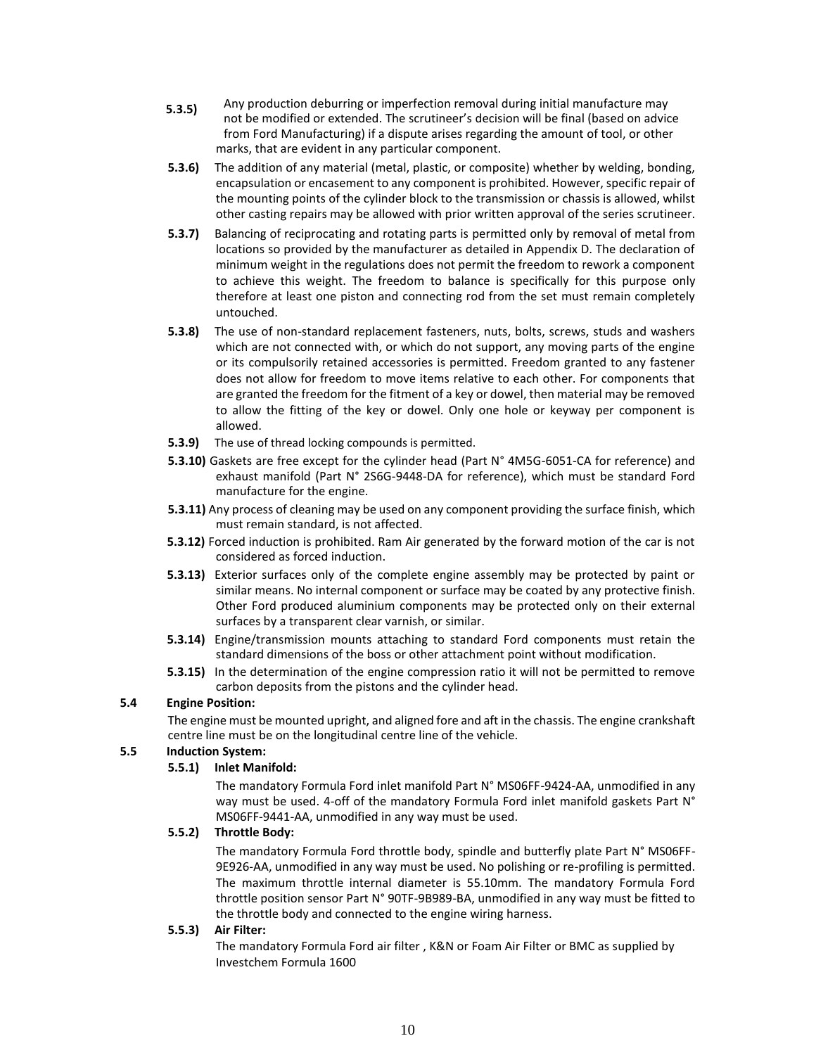**5.3.5)** Any production deburring or imperfection removal during initial manufacture may not be modified or extended. The scrutineer's decision will be final (based on advice from Ford Manufacturing) if a dispute arises regarding the amount of tool, or other marks, that are evident in any particular component.

**5.3.6)** The addition of any material (metal, plastic, or composite) whether by welding, bonding, encapsulation or encasement to any component is prohibited. However, specific repair of the mounting points of the cylinder block to the transmission or chassis is allowed, whilst other casting repairs may be allowed with prior written approval of the series scrutineer.

**5.3.7)** Balancing of reciprocating and rotating parts is permitted only by removal of metal from locations so provided by the manufacturer as detailed in Appendix D. The declaration of minimum weight in the regulations does not permit the freedom to rework a component to achieve this weight. The freedom to balance is specifically for this purpose only therefore at least one piston and connecting rod from the set must remain completely untouched.

**5.3.8)** The use of non-standard replacement fasteners, nuts, bolts, screws, studs and washers which are not connected with, or which do not support, any moving parts of the engine or its compulsorily retained accessories is permitted. Freedom granted to any fastener does not allow for freedom to move items relative to each other. For components that are granted the freedom for the fitment of a key or dowel, then material may be removed to allow the fitting of the key or dowel. Only one hole or keyway per component is allowed.

**5.3.9)** The use of thread locking compounds is permitted.

**5.3.10)** Gaskets are free except for the cylinder head (Part N° 4M5G-6051-CA for reference) and exhaust manifold (Part N° 2S6G-9448-DA for reference), which must be standard Ford manufacture for the engine.

**5.3.11)** Any process of cleaning may be used on any component providing the surface finish, which must remain standard, is not affected.

**5.3.12)** Forced induction is prohibited. Ram Air generated by the forward motion of the car is not considered as forced induction.

**5.3.13)** Exterior surfaces only of the complete engine assembly may be protected by paint or similar means. No internal component or surface may be coated by any protective finish. Other Ford produced aluminium components may be protected only on their external surfaces by a transparent clear varnish, or similar.

**5.3.14)** Engine/transmission mounts attaching to standard Ford components must retain the standard dimensions of the boss or other attachment point without modification.

**5.3.15)** In the determination of the engine compression ratio it will not be permitted to remove carbon deposits from the pistons and the cylinder head.

**5.4 Engine Position:**

The engine must be mounted upright, and aligned fore and aft in the chassis. The engine crankshaft centre line must be on the longitudinal centre line of the vehicle.

**5.5 Induction System:**

**5.5.1) Inlet Manifold:**

The mandatory Formula Ford inlet manifold Part N° MS06FF-9424-AA, unmodified in any way must be used. 4-off of the mandatory Formula Ford inlet manifold gaskets Part N° MS06FF-9441-AA, unmodified in any way must be used.

**5.5.2) Throttle Body:**

The mandatory Formula Ford throttle body, spindle and butterfly plate Part N° MS06FF-9E926-AA, unmodified in any way must be used. No polishing or re-profiling is permitted. The maximum throttle internal diameter is 55.10mm. The mandatory Formula Ford throttle position sensor Part N° 90TF-9B989-BA, unmodified in any way must be fitted to the throttle body and connected to the engine wiring harness.

**5.5.3) Air Filter:**

The mandatory Formula Ford air filter , K&N or Foam Air Filter or BMC as supplied by Investchem Formula 1600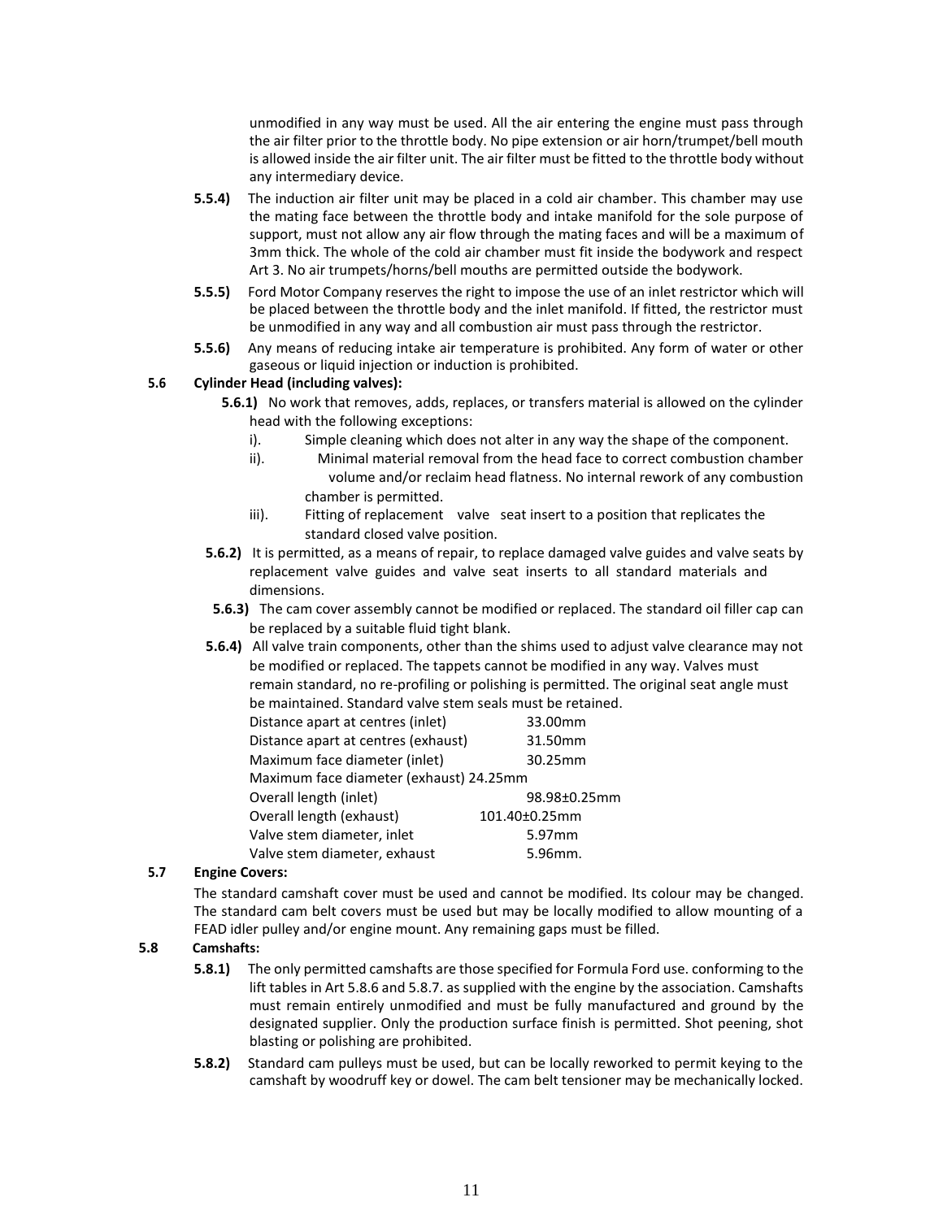unmodified in any way must be used. All the air entering the engine must pass through the air filter prior to the throttle body. No pipe extension or air horn/trumpet/bell mouth is allowed inside the air filter unit. The air filter must be fitted to the throttle body without any intermediary device.

**5.5.4)** The induction air filter unit may be placed in a cold air chamber. This chamber may use the mating face between the throttle body and intake manifold for the sole purpose of support, must not allow any air flow through the mating faces and will be a maximum of 3mm thick. The whole of the cold air chamber must fit inside the bodywork and respect Art 3. No air trumpets/horns/bell mouths are permitted outside the bodywork.

**5.5.5)** Ford Motor Company reserves the right to impose the use of an inlet restrictor which will be placed between the throttle body and the inlet manifold. If fitted, the restrictor must be unmodified in any way and all combustion air must pass through the restrictor.

**5.5.6)** Any means of reducing intake air temperature is prohibited. Any form of water or other gaseous or liquid injection or induction is prohibited.

**5.6 Cylinder Head (including valves):**

**5.6.1)** No work that removes, adds, replaces, or transfers material is allowed on the cylinder head with the following exceptions:

i). Simple cleaning which does not alter in any way the shape of the component.

ii). Minimal material removal from the head face to correct combustion chamber volume and/or reclaim head flatness. No internal rework of any combustion chamber is permitted.

iii). Fitting of replacement valve seat insert to a position that replicates the standard closed valve position.

**5.6.2)** It is permitted, as a means of repair, to replace damaged valve guides and valve seats by replacement valve guides and valve seat inserts to all standard materials and dimensions.

**5.6.3)** The cam cover assembly cannot be modified or replaced. The standard oil filler cap can be replaced by a suitable fluid tight blank.

**5.6.4)** All valve train components, other than the shims used to adjust valve clearance may not be modified or replaced. The tappets cannot be modified in any way. Valves must remain standard, no re-profiling or polishing is permitted. The original seat angle must be maintained. Standard valve stem seals must be retained.

| | |
|---|---|
| Distance apart at centres (inlet) | 33.00mm |
| Distance apart at centres (exhaust) | 31.50mm |
| Maximum face diameter (inlet) | 30.25mm |
| Maximum face diameter (exhaust) | 24.25mm |
| Overall length (inlet) | 98.98±0.25mm |
| Overall length (exhaust) | 101.40±0.25mm |
| Valve stem diameter, inlet | 5.97mm |
| Valve stem diameter, exhaust | 5.96mm. |

**5.7 Engine Covers:**

The standard camshaft cover must be used and cannot be modified. Its colour may be changed. The standard cam belt covers must be used but may be locally modified to allow mounting of a FEAD idler pulley and/or engine mount. Any remaining gaps must be filled.

**5.8 Camshafts:**

**5.8.1)** The only permitted camshafts are those specified for Formula Ford use. conforming to the lift tables in Art 5.8.6 and 5.8.7. as supplied with the engine by the association. Camshafts must remain entirely unmodified and must be fully manufactured and ground by the designated supplier. Only the production surface finish is permitted. Shot peening, shot blasting or polishing are prohibited.

**5.8.2)** Standard cam pulleys must be used, but can be locally reworked to permit keying to the camshaft by woodruff key or dowel. The cam belt tensioner may be mechanically locked.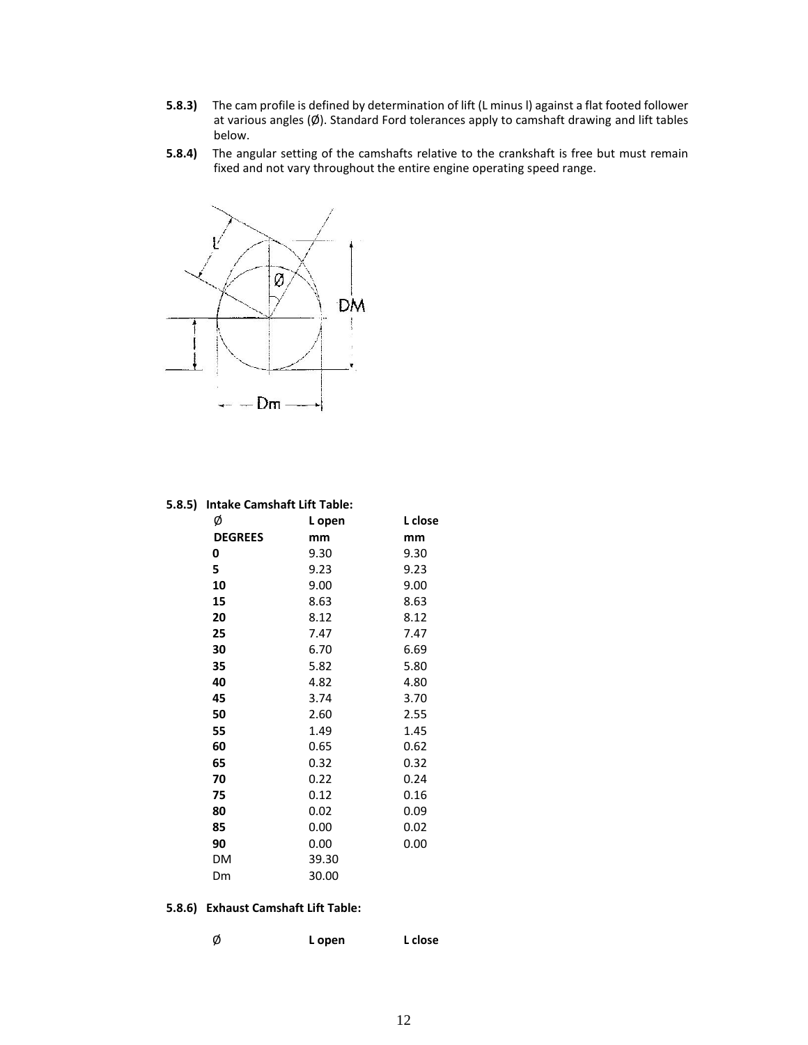**5.8.3)** The cam profile is defined by determination of lift (L minus l) against a flat footed follower at various angles (Ø). Standard Ford tolerances apply to camshaft drawing and lift tables below.

**5.8.4)** The angular setting of the camshafts relative to the crankshaft is free but must remain fixed and not vary throughout the entire engine operating speed range.

**5.8.5) Intake Camshaft Lift Table:**

| Ø | L open | L close |
|---|---|---|
| **DEGREES** | **mm** | **mm** |
| **0** | 9.30 | 9.30 |
| **5** | 9.23 | 9.23 |
| **10** | 9.00 | 9.00 |
| **15** | 8.63 | 8.63 |
| **20** | 8.12 | 8.12 |
| **25** | 7.47 | 7.47 |
| **30** | 6.70 | 6.69 |
| **35** | 5.82 | 5.80 |
| **40** | 4.82 | 4.80 |
| **45** | 3.74 | 3.70 |
| **50** | 2.60 | 2.55 |
| **55** | 1.49 | 1.45 |
| **60** | 0.65 | 0.62 |
| **65** | 0.32 | 0.32 |
| **70** | 0.22 | 0.24 |
| **75** | 0.12 | 0.16 |
| **80** | 0.02 | 0.09 |
| **85** | 0.00 | 0.02 |
| **90** | 0.00 | 0.00 |
| DM | 39.30 | |
| Dm | 30.00 | |

**5.8.6) Exhaust Camshaft Lift Table:**

| Ø | L open | L close |
|---|---|---|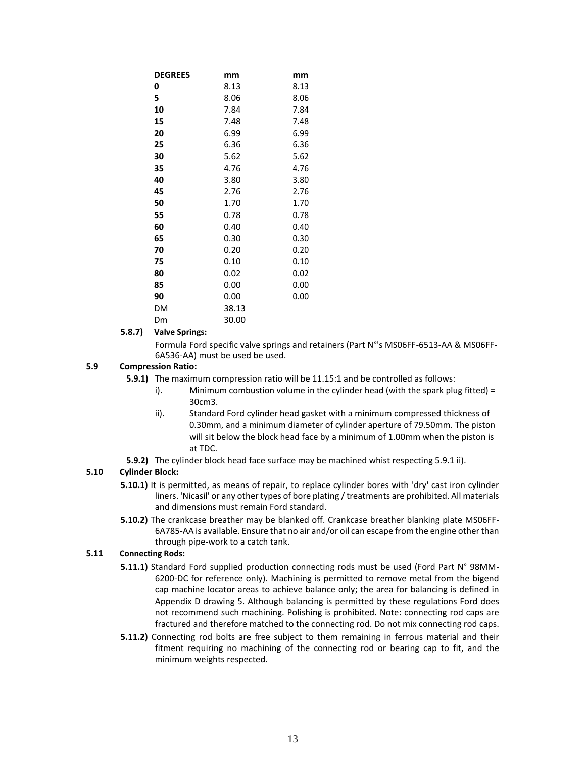| DEGREES | mm | mm |
|---|---|---|
| 0 | 8.13 | 8.13 |
| 5 | 8.06 | 8.06 |
| 10 | 7.84 | 7.84 |
| 15 | 7.48 | 7.48 |
| 20 | 6.99 | 6.99 |
| 25 | 6.36 | 6.36 |
| 30 | 5.62 | 5.62 |
| 35 | 4.76 | 4.76 |
| 40 | 3.80 | 3.80 |
| 45 | 2.76 | 2.76 |
| 50 | 1.70 | 1.70 |
| 55 | 0.78 | 0.78 |
| 60 | 0.40 | 0.40 |
| 65 | 0.30 | 0.30 |
| 70 | 0.20 | 0.20 |
| 75 | 0.10 | 0.10 |
| 80 | 0.02 | 0.02 |
| 85 | 0.00 | 0.00 |
| 90 | 0.00 | 0.00 |
| DM | 38.13 | |
| Dm | 30.00 | |

**5.8.7) Valve Springs:**

Formula Ford specific valve springs and retainers (Part N°'s MS06FF-6513-AA & MS06FF-6A536-AA) must be used be used.

### 5.9 Compression Ratio:

**5.9.1)** The maximum compression ratio will be 11.15:1 and be controlled as follows:

i). Minimum combustion volume in the cylinder head (with the spark plug fitted) = 30cm3.

ii). Standard Ford cylinder head gasket with a minimum compressed thickness of 0.30mm, and a minimum diameter of cylinder aperture of 79.50mm. The piston will sit below the block head face by a minimum of 1.00mm when the piston is at TDC.

**5.9.2)** The cylinder block head face surface may be machined whist respecting 5.9.1 ii).

### 5.10 Cylinder Block:

**5.10.1)** It is permitted, as means of repair, to replace cylinder bores with 'dry' cast iron cylinder liners. 'Nicasil' or any other types of bore plating / treatments are prohibited. All materials and dimensions must remain Ford standard.

**5.10.2)** The crankcase breather may be blanked off. Crankcase breather blanking plate MS06FF-6A785-AA is available. Ensure that no air and/or oil can escape from the engine other than through pipe-work to a catch tank.

### 5.11 Connecting Rods:

**5.11.1)** Standard Ford supplied production connecting rods must be used (Ford Part N° 98MM-6200-DC for reference only). Machining is permitted to remove metal from the bigend cap machine locator areas to achieve balance only; the area for balancing is defined in Appendix D drawing 5. Although balancing is permitted by these regulations Ford does not recommend such machining. Polishing is prohibited. Note: connecting rod caps are fractured and therefore matched to the connecting rod. Do not mix connecting rod caps.

**5.11.2)** Connecting rod bolts are free subject to them remaining in ferrous material and their fitment requiring no machining of the connecting rod or bearing cap to fit, and the minimum weights respected.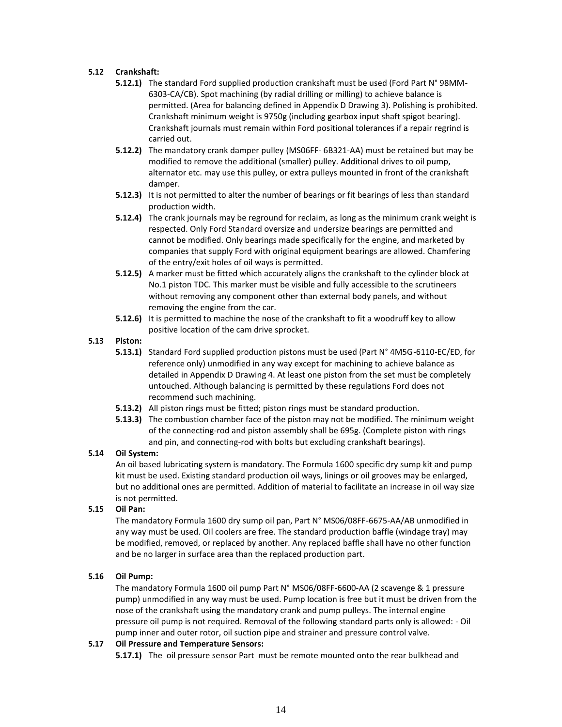**5.12 Crankshaft:**

**5.12.1)** The standard Ford supplied production crankshaft must be used (Ford Part N° 98MM-6303-CA/CB). Spot machining (by radial drilling or milling) to achieve balance is permitted. (Area for balancing defined in Appendix D Drawing 3). Polishing is prohibited. Crankshaft minimum weight is 9750g (including gearbox input shaft spigot bearing). Crankshaft journals must remain within Ford positional tolerances if a repair regrind is carried out.

**5.12.2)** The mandatory crank damper pulley (MS06FF- 6B321-AA) must be retained but may be modified to remove the additional (smaller) pulley. Additional drives to oil pump, alternator etc. may use this pulley, or extra pulleys mounted in front of the crankshaft damper.

**5.12.3)** It is not permitted to alter the number of bearings or fit bearings of less than standard production width.

**5.12.4)** The crank journals may be reground for reclaim, as long as the minimum crank weight is respected. Only Ford Standard oversize and undersize bearings are permitted and cannot be modified. Only bearings made specifically for the engine, and marketed by companies that supply Ford with original equipment bearings are allowed. Chamfering of the entry/exit holes of oil ways is permitted.

**5.12.5)** A marker must be fitted which accurately aligns the crankshaft to the cylinder block at No.1 piston TDC. This marker must be visible and fully accessible to the scrutineers without removing any component other than external body panels, and without removing the engine from the car.

**5.12.6)** It is permitted to machine the nose of the crankshaft to fit a woodruff key to allow positive location of the cam drive sprocket.

**5.13 Piston:**

**5.13.1)** Standard Ford supplied production pistons must be used (Part N° 4M5G-6110-EC/ED, for reference only) unmodified in any way except for machining to achieve balance as detailed in Appendix D Drawing 4. At least one piston from the set must be completely untouched. Although balancing is permitted by these regulations Ford does not recommend such machining.

**5.13.2)** All piston rings must be fitted; piston rings must be standard production.

**5.13.3)** The combustion chamber face of the piston may not be modified. The minimum weight of the connecting-rod and piston assembly shall be 695g. (Complete piston with rings and pin, and connecting-rod with bolts but excluding crankshaft bearings).

**5.14 Oil System:**

An oil based lubricating system is mandatory. The Formula 1600 specific dry sump kit and pump kit must be used. Existing standard production oil ways, linings or oil grooves may be enlarged, but no additional ones are permitted. Addition of material to facilitate an increase in oil way size is not permitted.

**5.15 Oil Pan:**

The mandatory Formula 1600 dry sump oil pan, Part N° MS06/08FF-6675-AA/AB unmodified in any way must be used. Oil coolers are free. The standard production baffle (windage tray) may be modified, removed, or replaced by another. Any replaced baffle shall have no other function and be no larger in surface area than the replaced production part.

**5.16 Oil Pump:**

The mandatory Formula 1600 oil pump Part N° MS06/08FF-6600-AA (2 scavenge & 1 pressure pump) unmodified in any way must be used. Pump location is free but it must be driven from the nose of the crankshaft using the mandatory crank and pump pulleys. The internal engine pressure oil pump is not required. Removal of the following standard parts only is allowed: - Oil pump inner and outer rotor, oil suction pipe and strainer and pressure control valve.

**5.17 Oil Pressure and Temperature Sensors:**

**5.17.1)** The oil pressure sensor Part must be remote mounted onto the rear bulkhead and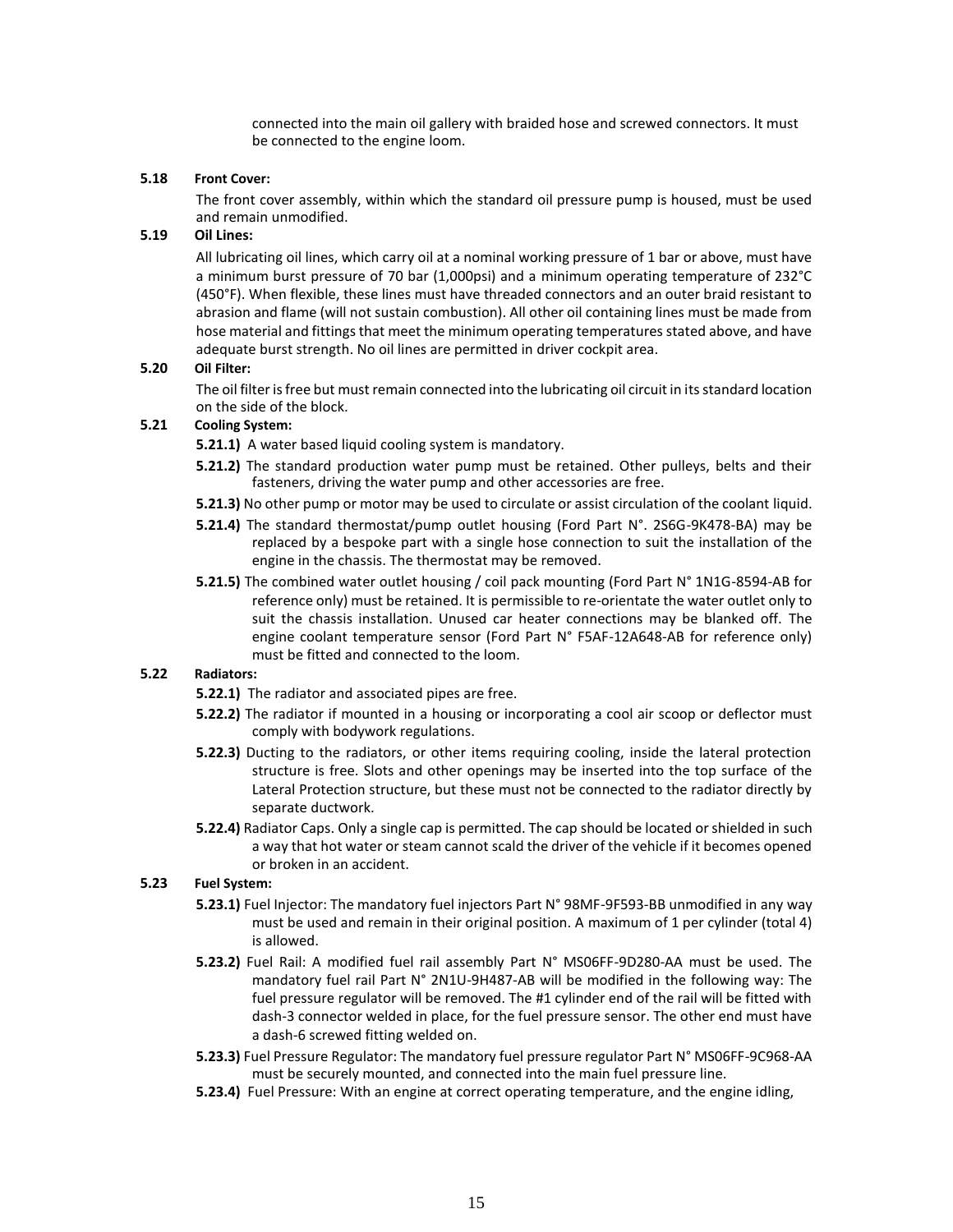connected into the main oil gallery with braided hose and screwed connectors. It must be connected to the engine loom.

**5.18 Front Cover:**

The front cover assembly, within which the standard oil pressure pump is housed, must be used and remain unmodified.

**5.19 Oil Lines:**

All lubricating oil lines, which carry oil at a nominal working pressure of 1 bar or above, must have a minimum burst pressure of 70 bar (1,000psi) and a minimum operating temperature of 232°C (450°F). When flexible, these lines must have threaded connectors and an outer braid resistant to abrasion and flame (will not sustain combustion). All other oil containing lines must be made from hose material and fittings that meet the minimum operating temperatures stated above, and have adequate burst strength. No oil lines are permitted in driver cockpit area.

**5.20 Oil Filter:**

The oil filter is free but must remain connected into the lubricating oil circuit in its standard location on the side of the block.

**5.21 Cooling System:**

**5.21.1)** A water based liquid cooling system is mandatory.

**5.21.2)** The standard production water pump must be retained. Other pulleys, belts and their fasteners, driving the water pump and other accessories are free.

**5.21.3)** No other pump or motor may be used to circulate or assist circulation of the coolant liquid.

**5.21.4)** The standard thermostat/pump outlet housing (Ford Part N°. 2S6G-9K478-BA) may be replaced by a bespoke part with a single hose connection to suit the installation of the engine in the chassis. The thermostat may be removed.

**5.21.5)** The combined water outlet housing / coil pack mounting (Ford Part N° 1N1G-8594-AB for reference only) must be retained. It is permissible to re-orientate the water outlet only to suit the chassis installation. Unused car heater connections may be blanked off. The engine coolant temperature sensor (Ford Part N° F5AF-12A648-AB for reference only) must be fitted and connected to the loom.

**5.22 Radiators:**

**5.22.1)** The radiator and associated pipes are free.

**5.22.2)** The radiator if mounted in a housing or incorporating a cool air scoop or deflector must comply with bodywork regulations.

**5.22.3)** Ducting to the radiators, or other items requiring cooling, inside the lateral protection structure is free. Slots and other openings may be inserted into the top surface of the Lateral Protection structure, but these must not be connected to the radiator directly by separate ductwork.

**5.22.4)** Radiator Caps. Only a single cap is permitted. The cap should be located or shielded in such a way that hot water or steam cannot scald the driver of the vehicle if it becomes opened or broken in an accident.

**5.23 Fuel System:**

**5.23.1)** Fuel Injector: The mandatory fuel injectors Part N° 98MF-9F593-BB unmodified in any way must be used and remain in their original position. A maximum of 1 per cylinder (total 4) is allowed.

**5.23.2)** Fuel Rail: A modified fuel rail assembly Part N° MS06FF-9D280-AA must be used. The mandatory fuel rail Part N° 2N1U-9H487-AB will be modified in the following way: The fuel pressure regulator will be removed. The #1 cylinder end of the rail will be fitted with dash-3 connector welded in place, for the fuel pressure sensor. The other end must have a dash-6 screwed fitting welded on.

**5.23.3)** Fuel Pressure Regulator: The mandatory fuel pressure regulator Part N° MS06FF-9C968-AA must be securely mounted, and connected into the main fuel pressure line.

**5.23.4)** Fuel Pressure: With an engine at correct operating temperature, and the engine idling,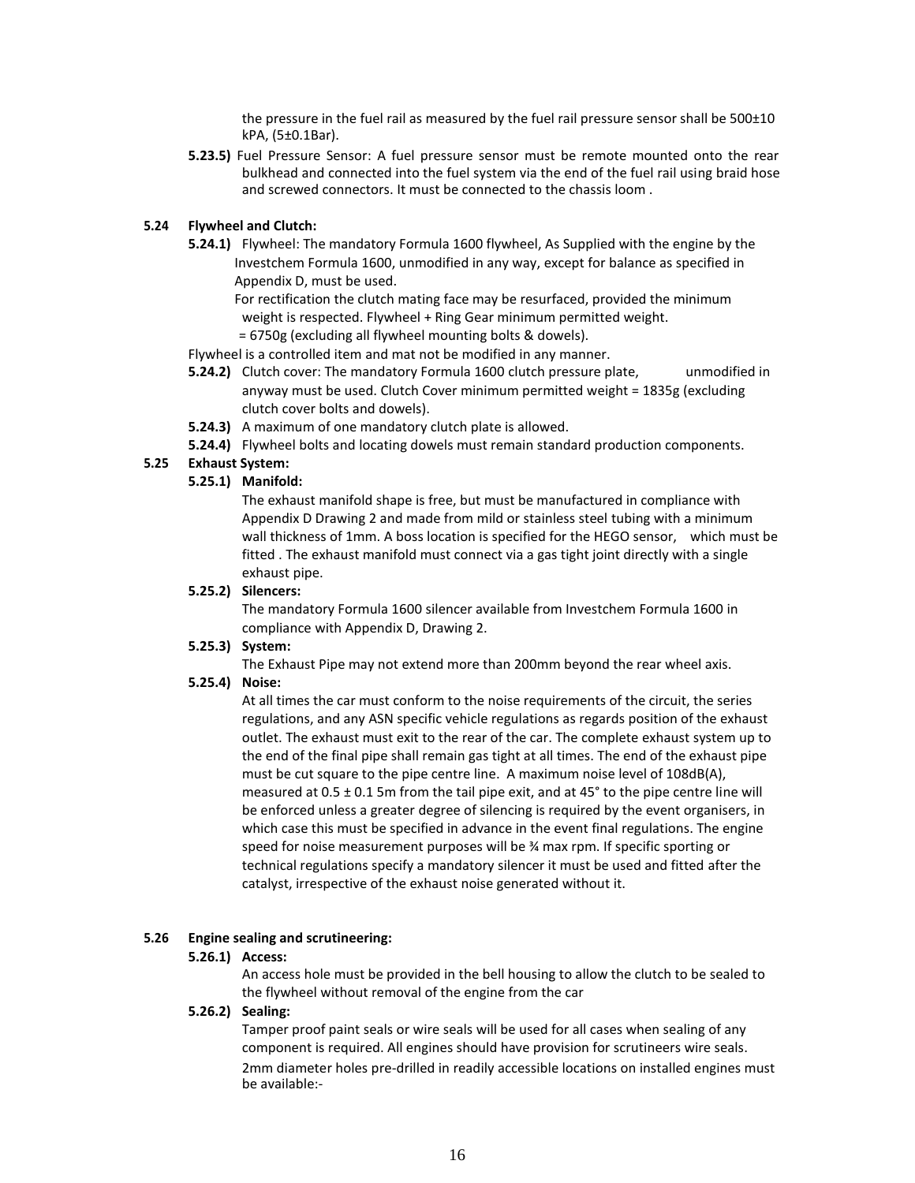the pressure in the fuel rail as measured by the fuel rail pressure sensor shall be 500±10 kPA, (5±0.1Bar).

**5.23.5)** Fuel Pressure Sensor: A fuel pressure sensor must be remote mounted onto the rear bulkhead and connected into the fuel system via the end of the fuel rail using braid hose and screwed connectors. It must be connected to the chassis loom .

**5.24 Flywheel and Clutch:**

**5.24.1)** Flywheel: The mandatory Formula 1600 flywheel, As Supplied with the engine by the Investchem Formula 1600, unmodified in any way, except for balance as specified in Appendix D, must be used.

For rectification the clutch mating face may be resurfaced, provided the minimum weight is respected. Flywheel + Ring Gear minimum permitted weight.
= 6750g (excluding all flywheel mounting bolts & dowels).

Flywheel is a controlled item and mat not be modified in any manner.

**5.24.2)** Clutch cover: The mandatory Formula 1600 clutch pressure plate, unmodified in anyway must be used. Clutch Cover minimum permitted weight = 1835g (excluding clutch cover bolts and dowels).

**5.24.3)** A maximum of one mandatory clutch plate is allowed.

**5.24.4)** Flywheel bolts and locating dowels must remain standard production components.

**5.25 Exhaust System:**

**5.25.1) Manifold:**

The exhaust manifold shape is free, but must be manufactured in compliance with Appendix D Drawing 2 and made from mild or stainless steel tubing with a minimum wall thickness of 1mm. A boss location is specified for the HEGO sensor, which must be fitted . The exhaust manifold must connect via a gas tight joint directly with a single exhaust pipe.

**5.25.2) Silencers:**

The mandatory Formula 1600 silencer available from Investchem Formula 1600 in compliance with Appendix D, Drawing 2.

**5.25.3) System:**

The Exhaust Pipe may not extend more than 200mm beyond the rear wheel axis.

**5.25.4) Noise:**

At all times the car must conform to the noise requirements of the circuit, the series regulations, and any ASN specific vehicle regulations as regards position of the exhaust outlet. The exhaust must exit to the rear of the car. The complete exhaust system up to the end of the final pipe shall remain gas tight at all times. The end of the exhaust pipe must be cut square to the pipe centre line. A maximum noise level of 108dB(A), measured at 0.5 ± 0.1 5m from the tail pipe exit, and at 45° to the pipe centre line will be enforced unless a greater degree of silencing is required by the event organisers, in which case this must be specified in advance in the event final regulations. The engine speed for noise measurement purposes will be ¾ max rpm. If specific sporting or technical regulations specify a mandatory silencer it must be used and fitted after the catalyst, irrespective of the exhaust noise generated without it.

**5.26 Engine sealing and scrutineering:**

**5.26.1) Access:**

An access hole must be provided in the bell housing to allow the clutch to be sealed to the flywheel without removal of the engine from the car

**5.26.2) Sealing:**

Tamper proof paint seals or wire seals will be used for all cases when sealing of any component is required. All engines should have provision for scrutineers wire seals.
2mm diameter holes pre-drilled in readily accessible locations on installed engines must be available:-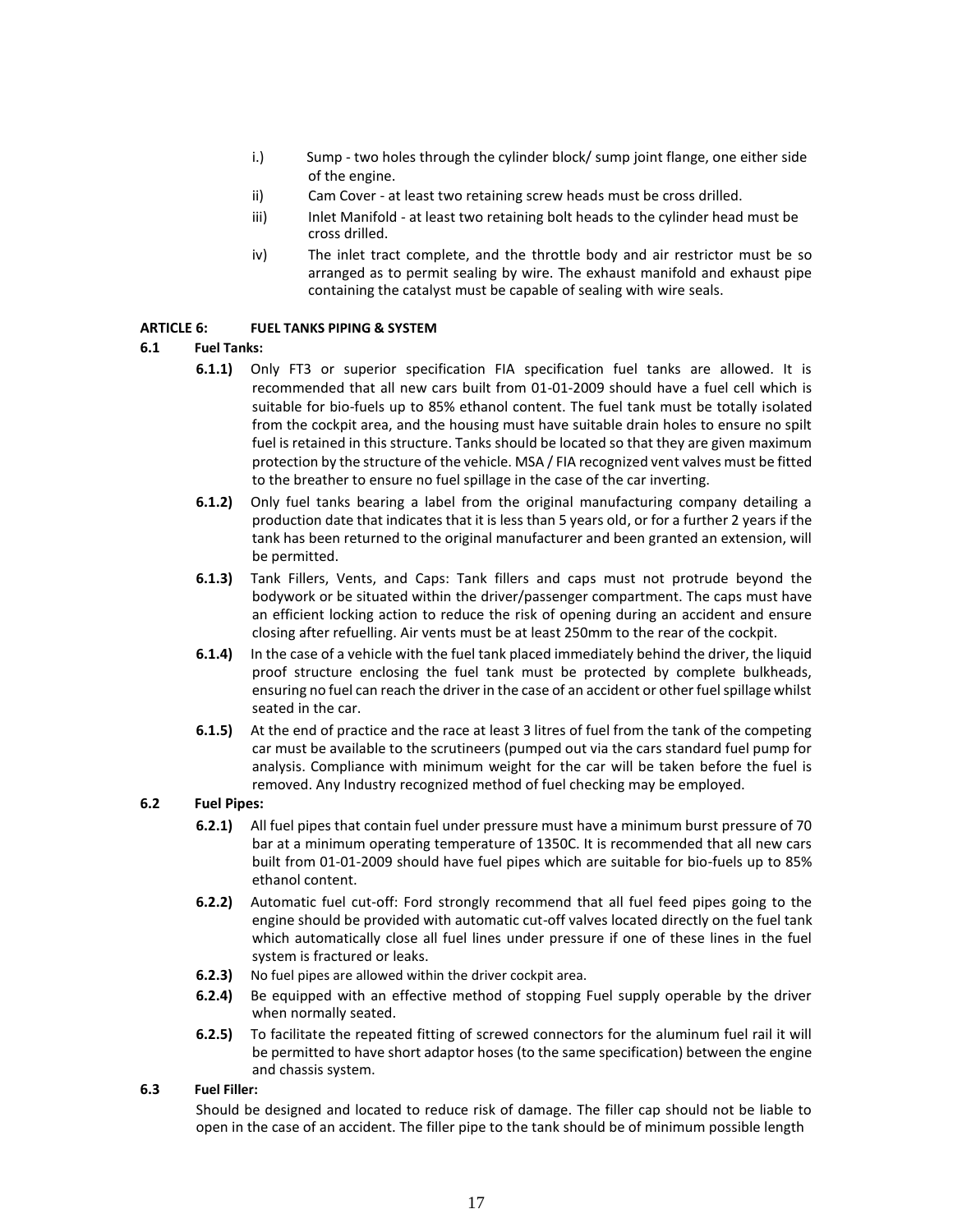i.) Sump - two holes through the cylinder block/ sump joint flange, one either side of the engine.

ii) Cam Cover - at least two retaining screw heads must be cross drilled.

iii) Inlet Manifold - at least two retaining bolt heads to the cylinder head must be cross drilled.

iv) The inlet tract complete, and the throttle body and air restrictor must be so arranged as to permit sealing by wire. The exhaust manifold and exhaust pipe containing the catalyst must be capable of sealing with wire seals.

## ARTICLE 6: FUEL TANKS PIPING & SYSTEM

### 6.1 Fuel Tanks:

**6.1.1)** Only FT3 or superior specification FIA specification fuel tanks are allowed. It is recommended that all new cars built from 01-01-2009 should have a fuel cell which is suitable for bio-fuels up to 85% ethanol content. The fuel tank must be totally isolated from the cockpit area, and the housing must have suitable drain holes to ensure no spilt fuel is retained in this structure. Tanks should be located so that they are given maximum protection by the structure of the vehicle. MSA / FIA recognized vent valves must be fitted to the breather to ensure no fuel spillage in the case of the car inverting.

**6.1.2)** Only fuel tanks bearing a label from the original manufacturing company detailing a production date that indicates that it is less than 5 years old, or for a further 2 years if the tank has been returned to the original manufacturer and been granted an extension, will be permitted.

**6.1.3)** Tank Fillers, Vents, and Caps: Tank fillers and caps must not protrude beyond the bodywork or be situated within the driver/passenger compartment. The caps must have an efficient locking action to reduce the risk of opening during an accident and ensure closing after refuelling. Air vents must be at least 250mm to the rear of the cockpit.

**6.1.4)** In the case of a vehicle with the fuel tank placed immediately behind the driver, the liquid proof structure enclosing the fuel tank must be protected by complete bulkheads, ensuring no fuel can reach the driver in the case of an accident or other fuel spillage whilst seated in the car.

**6.1.5)** At the end of practice and the race at least 3 litres of fuel from the tank of the competing car must be available to the scrutineers (pumped out via the cars standard fuel pump for analysis. Compliance with minimum weight for the car will be taken before the fuel is removed. Any Industry recognized method of fuel checking may be employed.

### 6.2 Fuel Pipes:

**6.2.1)** All fuel pipes that contain fuel under pressure must have a minimum burst pressure of 70 bar at a minimum operating temperature of 1350C. It is recommended that all new cars built from 01-01-2009 should have fuel pipes which are suitable for bio-fuels up to 85% ethanol content.

**6.2.2)** Automatic fuel cut-off: Ford strongly recommend that all fuel feed pipes going to the engine should be provided with automatic cut-off valves located directly on the fuel tank which automatically close all fuel lines under pressure if one of these lines in the fuel system is fractured or leaks.

**6.2.3)** No fuel pipes are allowed within the driver cockpit area.

**6.2.4)** Be equipped with an effective method of stopping Fuel supply operable by the driver when normally seated.

**6.2.5)** To facilitate the repeated fitting of screwed connectors for the aluminum fuel rail it will be permitted to have short adaptor hoses (to the same specification) between the engine and chassis system.

### 6.3 Fuel Filler:

Should be designed and located to reduce risk of damage. The filler cap should not be liable to open in the case of an accident. The filler pipe to the tank should be of minimum possible length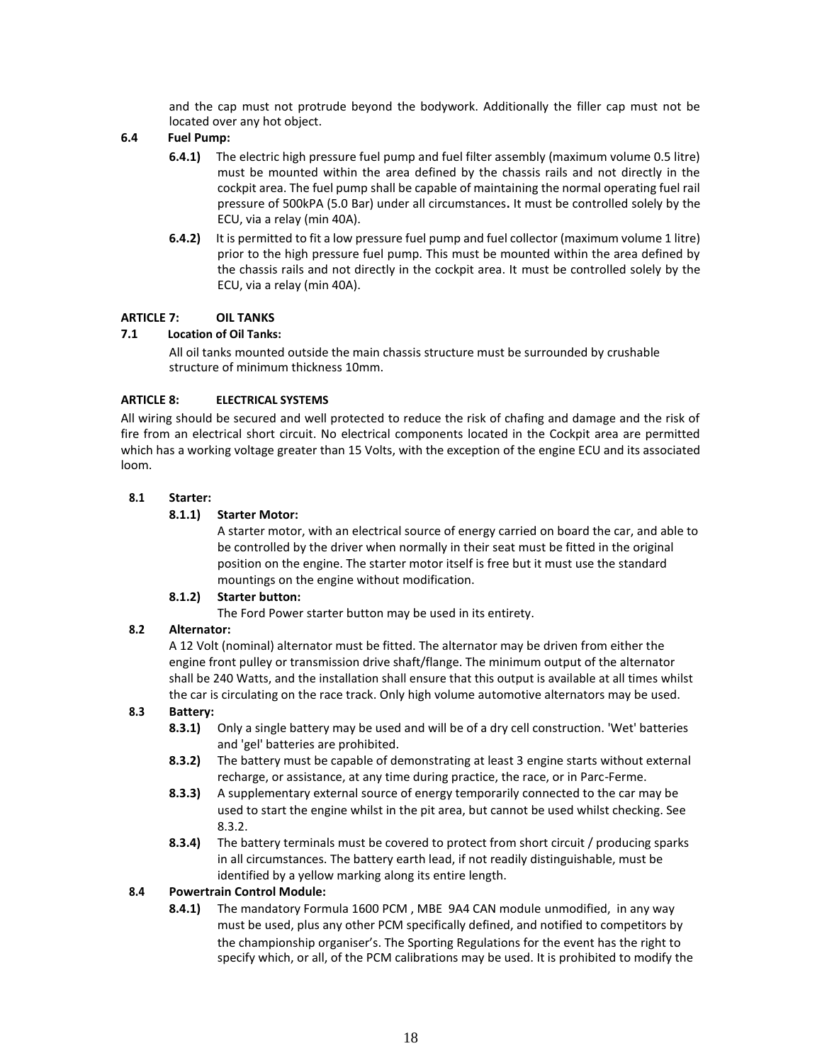and the cap must not protrude beyond the bodywork. Additionally the filler cap must not be located over any hot object.

**6.4 Fuel Pump:**

**6.4.1)** The electric high pressure fuel pump and fuel filter assembly (maximum volume 0.5 litre) must be mounted within the area defined by the chassis rails and not directly in the cockpit area. The fuel pump shall be capable of maintaining the normal operating fuel rail pressure of 500kPA (5.0 Bar) under all circumstances**.** It must be controlled solely by the ECU, via a relay (min 40A).

**6.4.2)** It is permitted to fit a low pressure fuel pump and fuel collector (maximum volume 1 litre) prior to the high pressure fuel pump. This must be mounted within the area defined by the chassis rails and not directly in the cockpit area. It must be controlled solely by the ECU, via a relay (min 40A).

## ARTICLE 7: OIL TANKS

**7.1 Location of Oil Tanks:**

All oil tanks mounted outside the main chassis structure must be surrounded by crushable structure of minimum thickness 10mm.

## ARTICLE 8: ELECTRICAL SYSTEMS

All wiring should be secured and well protected to reduce the risk of chafing and damage and the risk of fire from an electrical short circuit. No electrical components located in the Cockpit area are permitted which has a working voltage greater than 15 Volts, with the exception of the engine ECU and its associated loom.

**8.1 Starter:**

**8.1.1) Starter Motor:**

A starter motor, with an electrical source of energy carried on board the car, and able to be controlled by the driver when normally in their seat must be fitted in the original position on the engine. The starter motor itself is free but it must use the standard mountings on the engine without modification.

**8.1.2) Starter button:**

The Ford Power starter button may be used in its entirety.

**8.2 Alternator:**

A 12 Volt (nominal) alternator must be fitted. The alternator may be driven from either the engine front pulley or transmission drive shaft/flange. The minimum output of the alternator shall be 240 Watts, and the installation shall ensure that this output is available at all times whilst the car is circulating on the race track. Only high volume automotive alternators may be used.

**8.3 Battery:**

**8.3.1)** Only a single battery may be used and will be of a dry cell construction. 'Wet' batteries and 'gel' batteries are prohibited.

**8.3.2)** The battery must be capable of demonstrating at least 3 engine starts without external recharge, or assistance, at any time during practice, the race, or in Parc-Ferme.

**8.3.3)** A supplementary external source of energy temporarily connected to the car may be used to start the engine whilst in the pit area, but cannot be used whilst checking. See 8.3.2.

**8.3.4)** The battery terminals must be covered to protect from short circuit / producing sparks in all circumstances. The battery earth lead, if not readily distinguishable, must be identified by a yellow marking along its entire length.

**8.4 Powertrain Control Module:**

**8.4.1)** The mandatory Formula 1600 PCM , MBE 9A4 CAN module unmodified, in any way must be used, plus any other PCM specifically defined, and notified to competitors by the championship organiser's. The Sporting Regulations for the event has the right to specify which, or all, of the PCM calibrations may be used. It is prohibited to modify the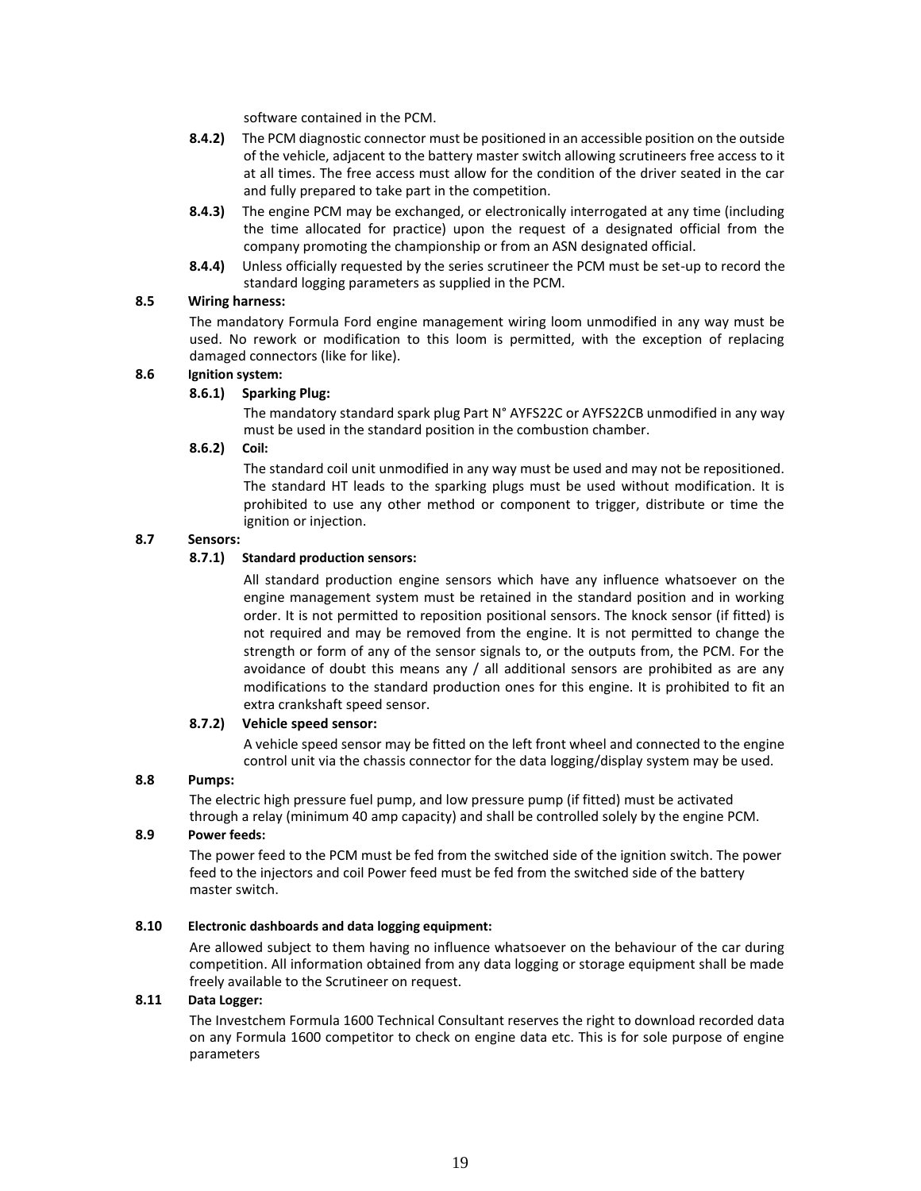software contained in the PCM.

**8.4.2)** The PCM diagnostic connector must be positioned in an accessible position on the outside of the vehicle, adjacent to the battery master switch allowing scrutineers free access to it at all times. The free access must allow for the condition of the driver seated in the car and fully prepared to take part in the competition.

**8.4.3)** The engine PCM may be exchanged, or electronically interrogated at any time (including the time allocated for practice) upon the request of a designated official from the company promoting the championship or from an ASN designated official.

**8.4.4)** Unless officially requested by the series scrutineer the PCM must be set-up to record the standard logging parameters as supplied in the PCM.

**8.5 Wiring harness:**

The mandatory Formula Ford engine management wiring loom unmodified in any way must be used. No rework or modification to this loom is permitted, with the exception of replacing damaged connectors (like for like).

**8.6 Ignition system:**

**8.6.1) Sparking Plug:**

The mandatory standard spark plug Part N° AYFS22C or AYFS22CB unmodified in any way must be used in the standard position in the combustion chamber.

**8.6.2) Coil:**

The standard coil unit unmodified in any way must be used and may not be repositioned. The standard HT leads to the sparking plugs must be used without modification. It is prohibited to use any other method or component to trigger, distribute or time the ignition or injection.

**8.7 Sensors:**

**8.7.1) Standard production sensors:**

All standard production engine sensors which have any influence whatsoever on the engine management system must be retained in the standard position and in working order. It is not permitted to reposition positional sensors. The knock sensor (if fitted) is not required and may be removed from the engine. It is not permitted to change the strength or form of any of the sensor signals to, or the outputs from, the PCM. For the avoidance of doubt this means any / all additional sensors are prohibited as are any modifications to the standard production ones for this engine. It is prohibited to fit an extra crankshaft speed sensor.

**8.7.2) Vehicle speed sensor:**

A vehicle speed sensor may be fitted on the left front wheel and connected to the engine control unit via the chassis connector for the data logging/display system may be used.

**8.8 Pumps:**

The electric high pressure fuel pump, and low pressure pump (if fitted) must be activated through a relay (minimum 40 amp capacity) and shall be controlled solely by the engine PCM.

**8.9 Power feeds:**

The power feed to the PCM must be fed from the switched side of the ignition switch. The power feed to the injectors and coil Power feed must be fed from the switched side of the battery master switch.

**8.10 Electronic dashboards and data logging equipment:**

Are allowed subject to them having no influence whatsoever on the behaviour of the car during competition. All information obtained from any data logging or storage equipment shall be made freely available to the Scrutineer on request.

**8.11 Data Logger:**

The Investchem Formula 1600 Technical Consultant reserves the right to download recorded data on any Formula 1600 competitor to check on engine data etc. This is for sole purpose of engine parameters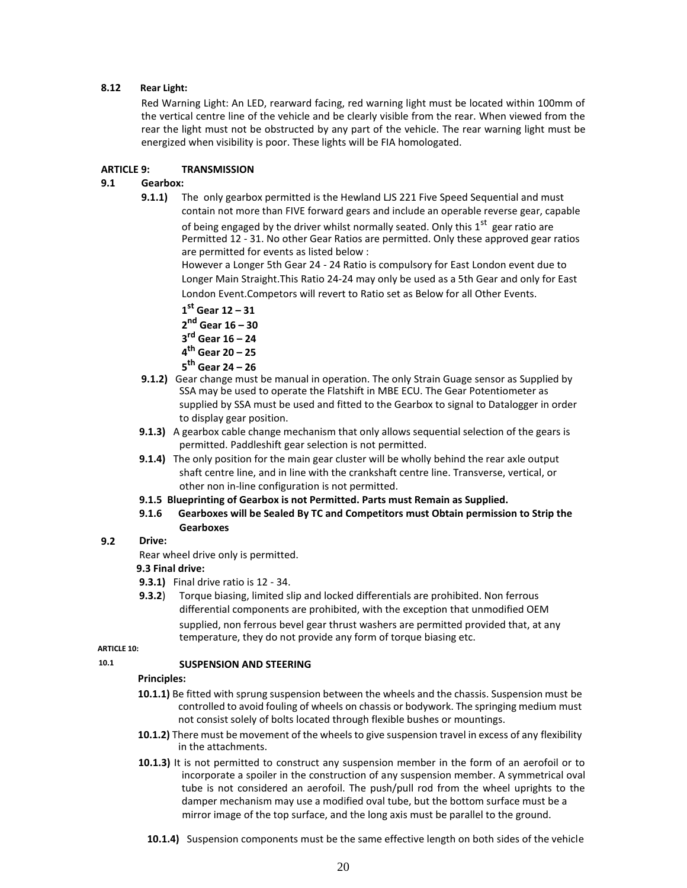**8.12 Rear Light:**

Red Warning Light: An LED, rearward facing, red warning light must be located within 100mm of the vertical centre line of the vehicle and be clearly visible from the rear. When viewed from the rear the light must not be obstructed by any part of the vehicle. The rear warning light must be energized when visibility is poor. These lights will be FIA homologated.

**ARTICLE 9: TRANSMISSION**

**9.1 Gearbox:**

**9.1.1)** The only gearbox permitted is the Hewland LJS 221 Five Speed Sequential and must contain not more than FIVE forward gears and include an operable reverse gear, capable of being engaged by the driver whilst normally seated. Only this 1st gear ratio are Permitted 12 - 31. No other Gear Ratios are permitted. Only these approved gear ratios are permitted for events as listed below :

However a Longer 5th Gear 24 - 24 Ratio is compulsory for East London event due to Longer Main Straight.This Ratio 24-24 may only be used as a 5th Gear and only for East London Event.Competors will revert to Ratio set as Below for all Other Events.

**1st Gear 12 – 31**
**2nd Gear 16 – 30**
**3rd Gear 16 – 24**
**4th Gear 20 – 25**
**5th Gear 24 – 26**

**9.1.2)** Gear change must be manual in operation. The only Strain Guage sensor as Supplied by SSA may be used to operate the Flatshift in MBE ECU. The Gear Potentiometer as supplied by SSA must be used and fitted to the Gearbox to signal to Datalogger in order to display gear position.

**9.1.3)** A gearbox cable change mechanism that only allows sequential selection of the gears is permitted. Paddleshift gear selection is not permitted.

**9.1.4)** The only position for the main gear cluster will be wholly behind the rear axle output shaft centre line, and in line with the crankshaft centre line. Transverse, vertical, or other non in-line configuration is not permitted.

**9.1.5 Blueprinting of Gearbox is not Permitted. Parts must Remain as Supplied.**

**9.1.6 Gearboxes will be Sealed By TC and Competitors must Obtain permission to Strip the Gearboxes**

**9.2 Drive:**

Rear wheel drive only is permitted.

**9.3 Final drive:**

**9.3.1)** Final drive ratio is 12 - 34.

**9.3.2**) Torque biasing, limited slip and locked differentials are prohibited. Non ferrous differential components are prohibited, with the exception that unmodified OEM supplied, non ferrous bevel gear thrust washers are permitted provided that, at any temperature, they do not provide any form of torque biasing etc.

**ARTICLE 10:**

**10.1 SUSPENSION AND STEERING**

**Principles:**

**10.1.1)** Be fitted with sprung suspension between the wheels and the chassis. Suspension must be controlled to avoid fouling of wheels on chassis or bodywork. The springing medium must not consist solely of bolts located through flexible bushes or mountings.

**10.1.2)** There must be movement of the wheels to give suspension travel in excess of any flexibility in the attachments.

**10.1.3)** It is not permitted to construct any suspension member in the form of an aerofoil or to incorporate a spoiler in the construction of any suspension member. A symmetrical oval tube is not considered an aerofoil. The push/pull rod from the wheel uprights to the damper mechanism may use a modified oval tube, but the bottom surface must be a mirror image of the top surface, and the long axis must be parallel to the ground.

**10.1.4)** Suspension components must be the same effective length on both sides of the vehicle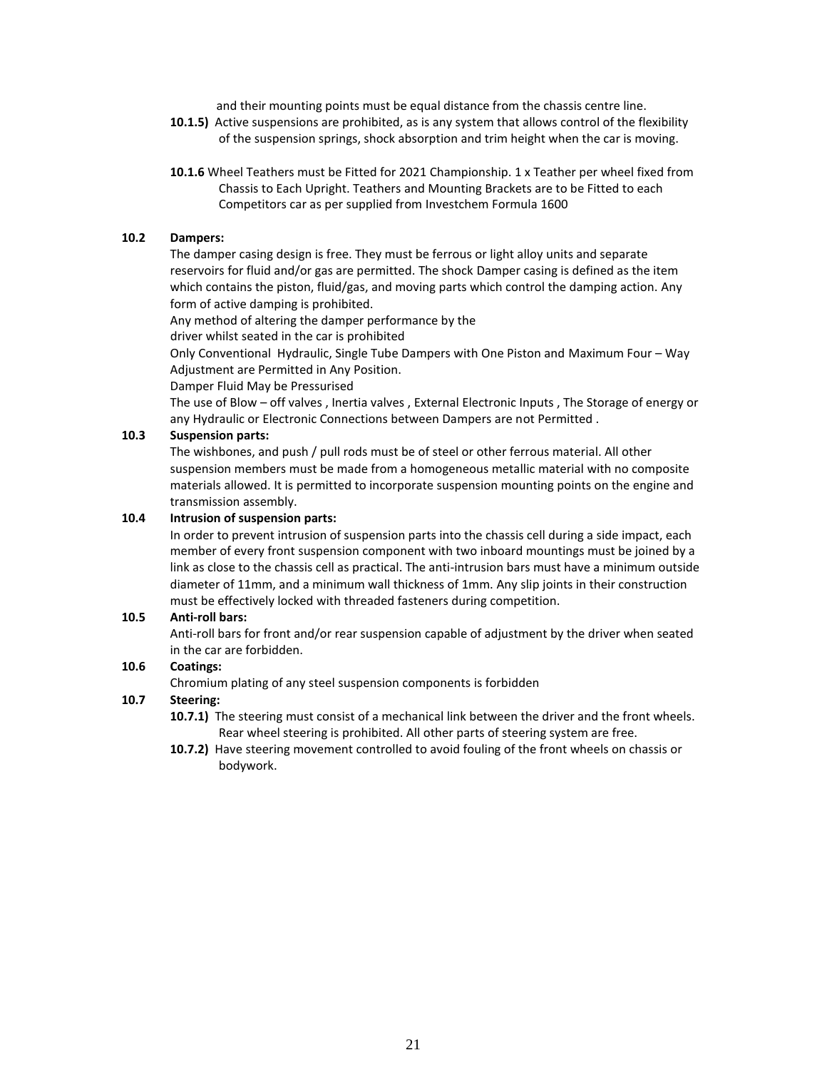and their mounting points must be equal distance from the chassis centre line.

**10.1.5)** Active suspensions are prohibited, as is any system that allows control of the flexibility of the suspension springs, shock absorption and trim height when the car is moving.

**10.1.6** Wheel Teathers must be Fitted for 2021 Championship. 1 x Teather per wheel fixed from Chassis to Each Upright. Teathers and Mounting Brackets are to be Fitted to each Competitors car as per supplied from Investchem Formula 1600

### 10.2 Dampers:

The damper casing design is free. They must be ferrous or light alloy units and separate reservoirs for fluid and/or gas are permitted. The shock Damper casing is defined as the item which contains the piston, fluid/gas, and moving parts which control the damping action. Any form of active damping is prohibited.

Any method of altering the damper performance by the driver whilst seated in the car is prohibited

Only Conventional Hydraulic, Single Tube Dampers with One Piston and Maximum Four – Way Adjustment are Permitted in Any Position.

Damper Fluid May be Pressurised

The use of Blow – off valves , Inertia valves , External Electronic Inputs , The Storage of energy or any Hydraulic or Electronic Connections between Dampers are not Permitted .

### 10.3 Suspension parts:

The wishbones, and push / pull rods must be of steel or other ferrous material. All other suspension members must be made from a homogeneous metallic material with no composite materials allowed. It is permitted to incorporate suspension mounting points on the engine and transmission assembly.

### 10.4 Intrusion of suspension parts:

In order to prevent intrusion of suspension parts into the chassis cell during a side impact, each member of every front suspension component with two inboard mountings must be joined by a link as close to the chassis cell as practical. The anti-intrusion bars must have a minimum outside diameter of 11mm, and a minimum wall thickness of 1mm. Any slip joints in their construction must be effectively locked with threaded fasteners during competition.

### 10.5 Anti-roll bars:

Anti-roll bars for front and/or rear suspension capable of adjustment by the driver when seated in the car are forbidden.

### 10.6 Coatings:

Chromium plating of any steel suspension components is forbidden

### 10.7 Steering:

**10.7.1)** The steering must consist of a mechanical link between the driver and the front wheels. Rear wheel steering is prohibited. All other parts of steering system are free.

**10.7.2)** Have steering movement controlled to avoid fouling of the front wheels on chassis or bodywork.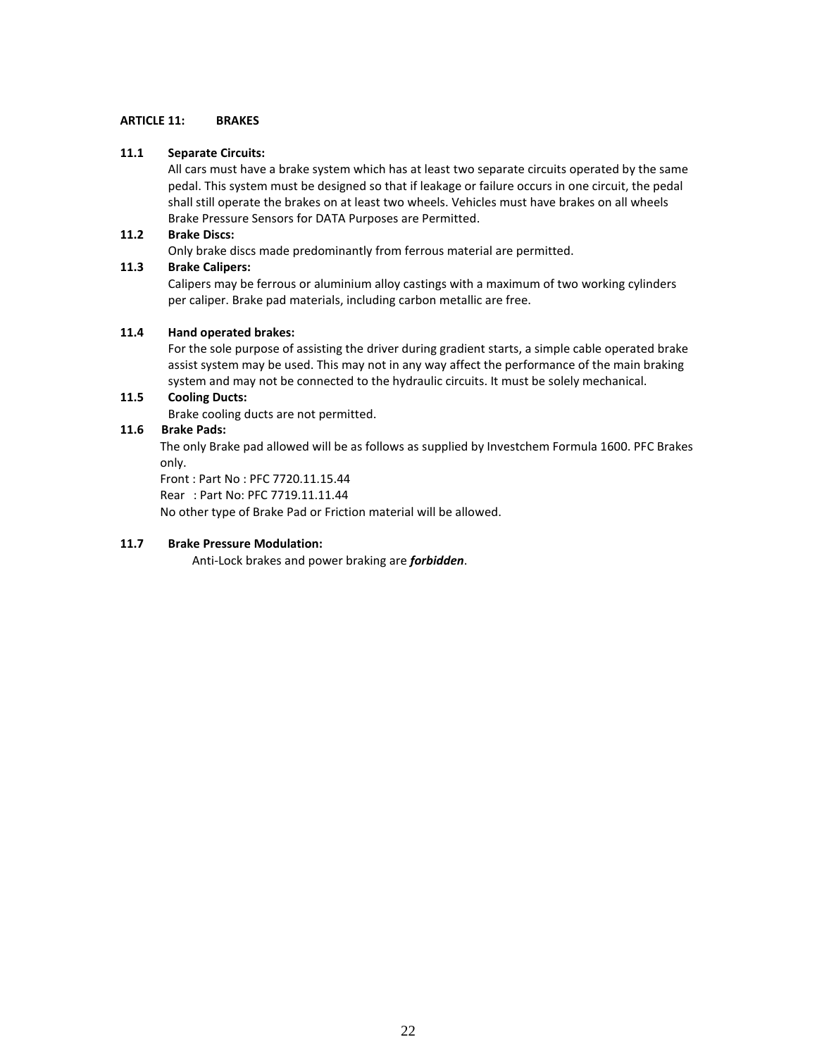## ARTICLE 11: BRAKES

### 11.1 Separate Circuits:

All cars must have a brake system which has at least two separate circuits operated by the same pedal. This system must be designed so that if leakage or failure occurs in one circuit, the pedal shall still operate the brakes on at least two wheels. Vehicles must have brakes on all wheels Brake Pressure Sensors for DATA Purposes are Permitted.

### 11.2 Brake Discs:

Only brake discs made predominantly from ferrous material are permitted.

### 11.3 Brake Calipers:

Calipers may be ferrous or aluminium alloy castings with a maximum of two working cylinders per caliper. Brake pad materials, including carbon metallic are free.

### 11.4 Hand operated brakes:

For the sole purpose of assisting the driver during gradient starts, a simple cable operated brake assist system may be used. This may not in any way affect the performance of the main braking system and may not be connected to the hydraulic circuits. It must be solely mechanical.

### 11.5 Cooling Ducts:

Brake cooling ducts are not permitted.

### 11.6 Brake Pads:

The only Brake pad allowed will be as follows as supplied by Investchem Formula 1600. PFC Brakes only.

Front : Part No : PFC 7720.11.15.44

Rear : Part No: PFC 7719.11.11.44

No other type of Brake Pad or Friction material will be allowed.

### 11.7 Brake Pressure Modulation:

Anti-Lock brakes and power braking are ***forbidden***.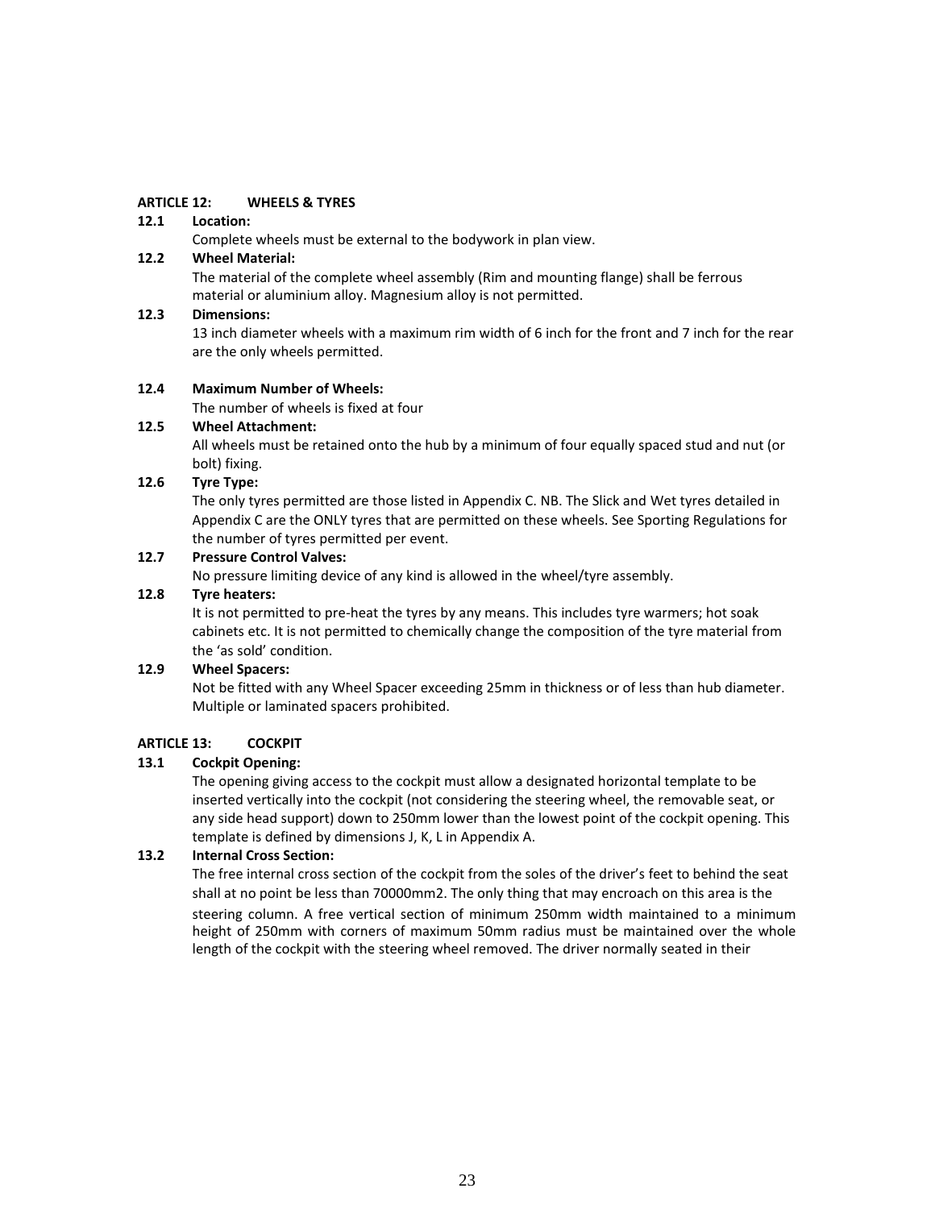### ARTICLE 12: WHEELS & TYRES

**12.1 Location:**

Complete wheels must be external to the bodywork in plan view.

**12.2 Wheel Material:**

The material of the complete wheel assembly (Rim and mounting flange) shall be ferrous material or aluminium alloy. Magnesium alloy is not permitted.

**12.3 Dimensions:**

13 inch diameter wheels with a maximum rim width of 6 inch for the front and 7 inch for the rear are the only wheels permitted.

**12.4 Maximum Number of Wheels:**

The number of wheels is fixed at four

**12.5 Wheel Attachment:**

All wheels must be retained onto the hub by a minimum of four equally spaced stud and nut (or bolt) fixing.

**12.6 Tyre Type:**

The only tyres permitted are those listed in Appendix C. NB. The Slick and Wet tyres detailed in Appendix C are the ONLY tyres that are permitted on these wheels. See Sporting Regulations for the number of tyres permitted per event.

**12.7 Pressure Control Valves:**

No pressure limiting device of any kind is allowed in the wheel/tyre assembly.

**12.8 Tyre heaters:**

It is not permitted to pre-heat the tyres by any means. This includes tyre warmers; hot soak cabinets etc. It is not permitted to chemically change the composition of the tyre material from the 'as sold' condition.

**12.9 Wheel Spacers:**

Not be fitted with any Wheel Spacer exceeding 25mm in thickness or of less than hub diameter. Multiple or laminated spacers prohibited.

### ARTICLE 13: COCKPIT

**13.1 Cockpit Opening:**

The opening giving access to the cockpit must allow a designated horizontal template to be inserted vertically into the cockpit (not considering the steering wheel, the removable seat, or any side head support) down to 250mm lower than the lowest point of the cockpit opening. This template is defined by dimensions J, K, L in Appendix A.

**13.2 Internal Cross Section:**

The free internal cross section of the cockpit from the soles of the driver's feet to behind the seat shall at no point be less than 70000mm2. The only thing that may encroach on this area is the steering column. A free vertical section of minimum 250mm width maintained to a minimum height of 250mm with corners of maximum 50mm radius must be maintained over the whole length of the cockpit with the steering wheel removed. The driver normally seated in their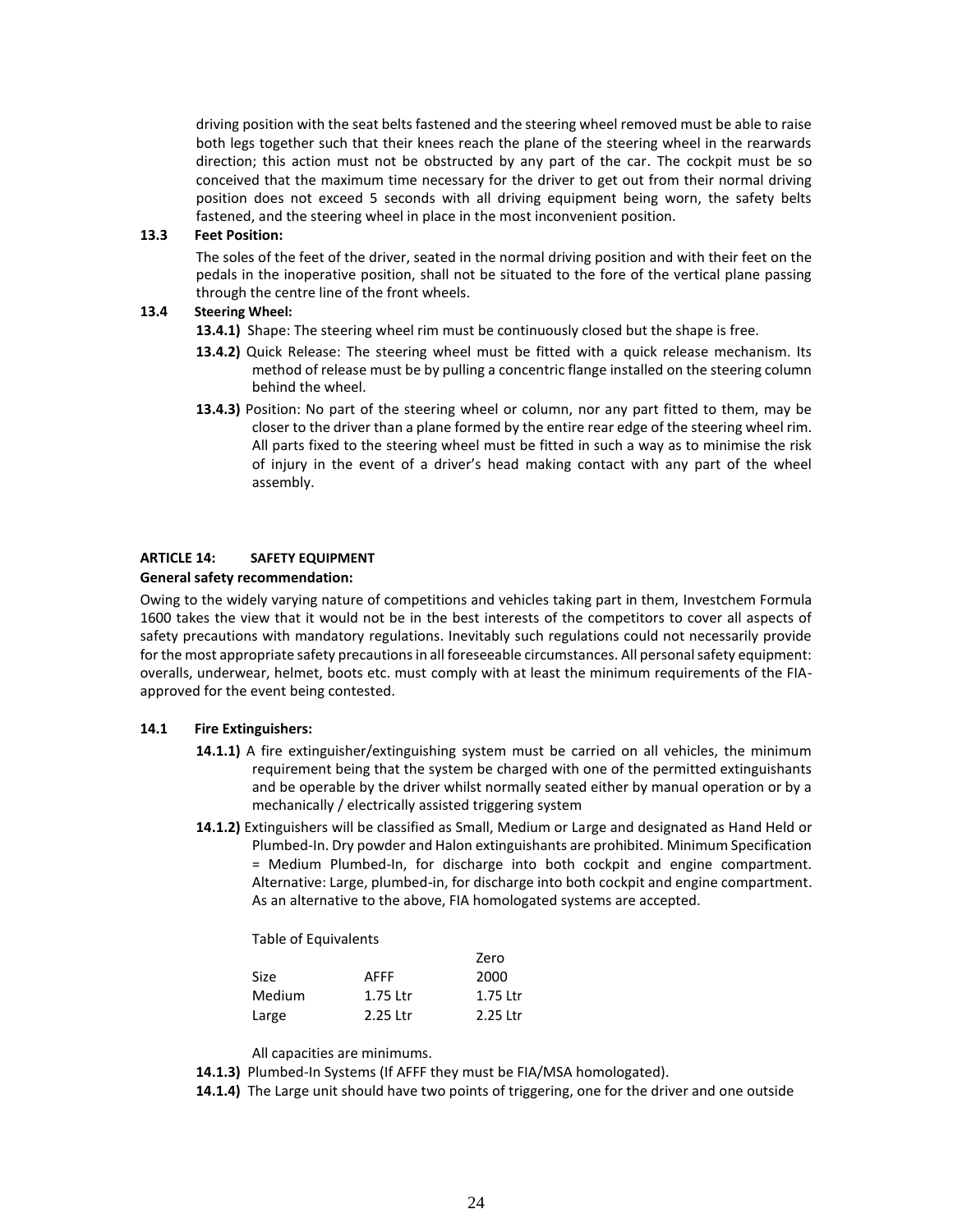driving position with the seat belts fastened and the steering wheel removed must be able to raise both legs together such that their knees reach the plane of the steering wheel in the rearwards direction; this action must not be obstructed by any part of the car. The cockpit must be so conceived that the maximum time necessary for the driver to get out from their normal driving position does not exceed 5 seconds with all driving equipment being worn, the safety belts fastened, and the steering wheel in place in the most inconvenient position.

**13.3 Feet Position:**

The soles of the feet of the driver, seated in the normal driving position and with their feet on the pedals in the inoperative position, shall not be situated to the fore of the vertical plane passing through the centre line of the front wheels.

**13.4 Steering Wheel:**

**13.4.1)** Shape: The steering wheel rim must be continuously closed but the shape is free.

**13.4.2)** Quick Release: The steering wheel must be fitted with a quick release mechanism. Its method of release must be by pulling a concentric flange installed on the steering column behind the wheel.

**13.4.3)** Position: No part of the steering wheel or column, nor any part fitted to them, may be closer to the driver than a plane formed by the entire rear edge of the steering wheel rim. All parts fixed to the steering wheel must be fitted in such a way as to minimise the risk of injury in the event of a driver's head making contact with any part of the wheel assembly.

**ARTICLE 14: SAFETY EQUIPMENT**

**General safety recommendation:**

Owing to the widely varying nature of competitions and vehicles taking part in them, Investchem Formula 1600 takes the view that it would not be in the best interests of the competitors to cover all aspects of safety precautions with mandatory regulations. Inevitably such regulations could not necessarily provide for the most appropriate safety precautions in all foreseeable circumstances. All personal safety equipment: overalls, underwear, helmet, boots etc. must comply with at least the minimum requirements of the FIA-approved for the event being contested.

**14.1 Fire Extinguishers:**

**14.1.1)** A fire extinguisher/extinguishing system must be carried on all vehicles, the minimum requirement being that the system be charged with one of the permitted extinguishants and be operable by the driver whilst normally seated either by manual operation or by a mechanically / electrically assisted triggering system

**14.1.2)** Extinguishers will be classified as Small, Medium or Large and designated as Hand Held or Plumbed-In. Dry powder and Halon extinguishants are prohibited. Minimum Specification = Medium Plumbed-In, for discharge into both cockpit and engine compartment. Alternative: Large, plumbed-in, for discharge into both cockpit and engine compartment. As an alternative to the above, FIA homologated systems are accepted.

Table of Equivalents

| Size | AFFF | Zero 2000 |
|---|---|---|
| Medium | 1.75 Ltr | 1.75 Ltr |
| Large | 2.25 Ltr | 2.25 Ltr |

All capacities are minimums.

**14.1.3)** Plumbed-In Systems (If AFFF they must be FIA/MSA homologated).

**14.1.4)** The Large unit should have two points of triggering, one for the driver and one outside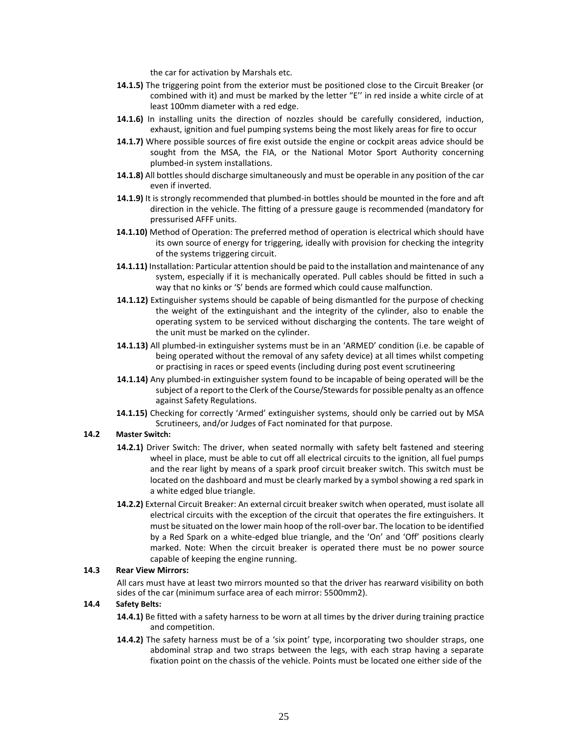the car for activation by Marshals etc.

**14.1.5)** The triggering point from the exterior must be positioned close to the Circuit Breaker (or combined with it) and must be marked by the letter "E'' in red inside a white circle of at least 100mm diameter with a red edge.

**14.1.6)** In installing units the direction of nozzles should be carefully considered, induction, exhaust, ignition and fuel pumping systems being the most likely areas for fire to occur

**14.1.7)** Where possible sources of fire exist outside the engine or cockpit areas advice should be sought from the MSA, the FIA, or the National Motor Sport Authority concerning plumbed-in system installations.

**14.1.8)** All bottles should discharge simultaneously and must be operable in any position of the car even if inverted.

**14.1.9)** It is strongly recommended that plumbed-in bottles should be mounted in the fore and aft direction in the vehicle. The fitting of a pressure gauge is recommended (mandatory for pressurised AFFF units.

**14.1.10)** Method of Operation: The preferred method of operation is electrical which should have its own source of energy for triggering, ideally with provision for checking the integrity of the systems triggering circuit.

**14.1.11)** Installation: Particular attention should be paid to the installation and maintenance of any system, especially if it is mechanically operated. Pull cables should be fitted in such a way that no kinks or 'S' bends are formed which could cause malfunction.

**14.1.12)** Extinguisher systems should be capable of being dismantled for the purpose of checking the weight of the extinguishant and the integrity of the cylinder, also to enable the operating system to be serviced without discharging the contents. The tare weight of the unit must be marked on the cylinder.

**14.1.13)** All plumbed-in extinguisher systems must be in an 'ARMED' condition (i.e. be capable of being operated without the removal of any safety device) at all times whilst competing or practising in races or speed events (including during post event scrutineering

**14.1.14)** Any plumbed-in extinguisher system found to be incapable of being operated will be the subject of a report to the Clerk of the Course/Stewards for possible penalty as an offence against Safety Regulations.

**14.1.15)** Checking for correctly 'Armed' extinguisher systems, should only be carried out by MSA Scrutineers, and/or Judges of Fact nominated for that purpose.

**14.2 Master Switch:**

**14.2.1)** Driver Switch: The driver, when seated normally with safety belt fastened and steering wheel in place, must be able to cut off all electrical circuits to the ignition, all fuel pumps and the rear light by means of a spark proof circuit breaker switch. This switch must be located on the dashboard and must be clearly marked by a symbol showing a red spark in a white edged blue triangle.

**14.2.2)** External Circuit Breaker: An external circuit breaker switch when operated, must isolate all electrical circuits with the exception of the circuit that operates the fire extinguishers. It must be situated on the lower main hoop of the roll-over bar. The location to be identified by a Red Spark on a white-edged blue triangle, and the 'On' and 'Off' positions clearly marked. Note: When the circuit breaker is operated there must be no power source capable of keeping the engine running.

**14.3 Rear View Mirrors:**

All cars must have at least two mirrors mounted so that the driver has rearward visibility on both sides of the car (minimum surface area of each mirror: 5500mm2).

**14.4 Safety Belts:**

**14.4.1)** Be fitted with a safety harness to be worn at all times by the driver during training practice and competition.

**14.4.2)** The safety harness must be of a 'six point' type, incorporating two shoulder straps, one abdominal strap and two straps between the legs, with each strap having a separate fixation point on the chassis of the vehicle. Points must be located one either side of the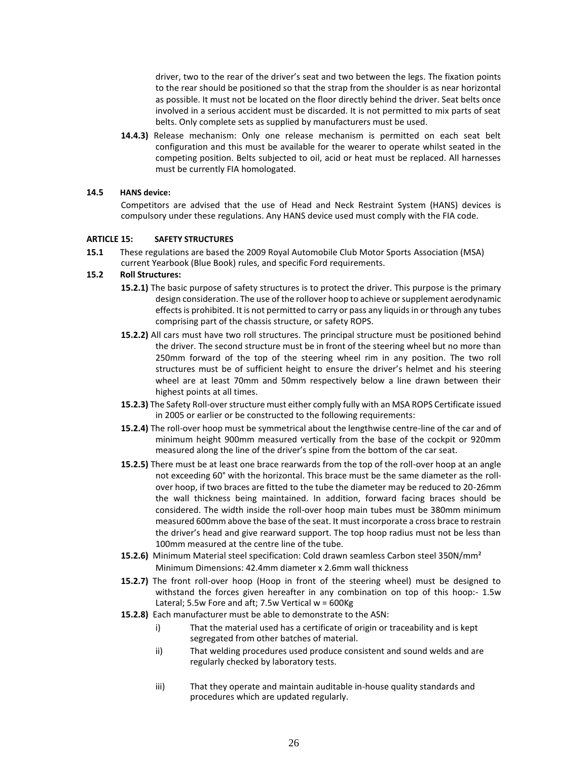driver, two to the rear of the driver's seat and two between the legs. The fixation points to the rear should be positioned so that the strap from the shoulder is as near horizontal as possible. It must not be located on the floor directly behind the driver. Seat belts once involved in a serious accident must be discarded. It is not permitted to mix parts of seat belts. Only complete sets as supplied by manufacturers must be used.

**14.4.3)** Release mechanism: Only one release mechanism is permitted on each seat belt configuration and this must be available for the wearer to operate whilst seated in the competing position. Belts subjected to oil, acid or heat must be replaced. All harnesses must be currently FIA homologated.

**14.5 HANS device:**

Competitors are advised that the use of Head and Neck Restraint System (HANS) devices is compulsory under these regulations. Any HANS device used must comply with the FIA code.

**ARTICLE 15: SAFETY STRUCTURES**

**15.1** These regulations are based the 2009 Royal Automobile Club Motor Sports Association (MSA) current Yearbook (Blue Book) rules, and specific Ford requirements.

**15.2 Roll Structures:**

**15.2.1)** The basic purpose of safety structures is to protect the driver. This purpose is the primary design consideration. The use of the rollover hoop to achieve or supplement aerodynamic effects is prohibited. It is not permitted to carry or pass any liquids in or through any tubes comprising part of the chassis structure, or safety ROPS.

**15.2.2)** All cars must have two roll structures. The principal structure must be positioned behind the driver. The second structure must be in front of the steering wheel but no more than 250mm forward of the top of the steering wheel rim in any position. The two roll structures must be of sufficient height to ensure the driver's helmet and his steering wheel are at least 70mm and 50mm respectively below a line drawn between their highest points at all times.

**15.2.3)** The Safety Roll-over structure must either comply fully with an MSA ROPS Certificate issued in 2005 or earlier or be constructed to the following requirements:

**15.2.4)** The roll-over hoop must be symmetrical about the lengthwise centre-line of the car and of minimum height 900mm measured vertically from the base of the cockpit or 920mm measured along the line of the driver's spine from the bottom of the car seat.

**15.2.5)** There must be at least one brace rearwards from the top of the roll-over hoop at an angle not exceeding 60° with the horizontal. This brace must be the same diameter as the roll-over hoop, if two braces are fitted to the tube the diameter may be reduced to 20-26mm the wall thickness being maintained. In addition, forward facing braces should be considered. The width inside the roll-over hoop main tubes must be 380mm minimum measured 600mm above the base of the seat. It must incorporate a cross brace to restrain the driver's head and give rearward support. The top hoop radius must not be less than 100mm measured at the centre line of the tube.

**15.2.6)** Minimum Material steel specification: Cold drawn seamless Carbon steel 350N/mm²
Minimum Dimensions: 42.4mm diameter x 2.6mm wall thickness

**15.2.7)** The front roll-over hoop (Hoop in front of the steering wheel) must be designed to withstand the forces given hereafter in any combination on top of this hoop:- 1.5w Lateral; 5.5w Fore and aft; 7.5w Vertical w = 600Kg

**15.2.8)** Each manufacturer must be able to demonstrate to the ASN:

i) That the material used has a certificate of origin or traceability and is kept segregated from other batches of material.

ii) That welding procedures used produce consistent and sound welds and are regularly checked by laboratory tests.

iii) That they operate and maintain auditable in-house quality standards and procedures which are updated regularly.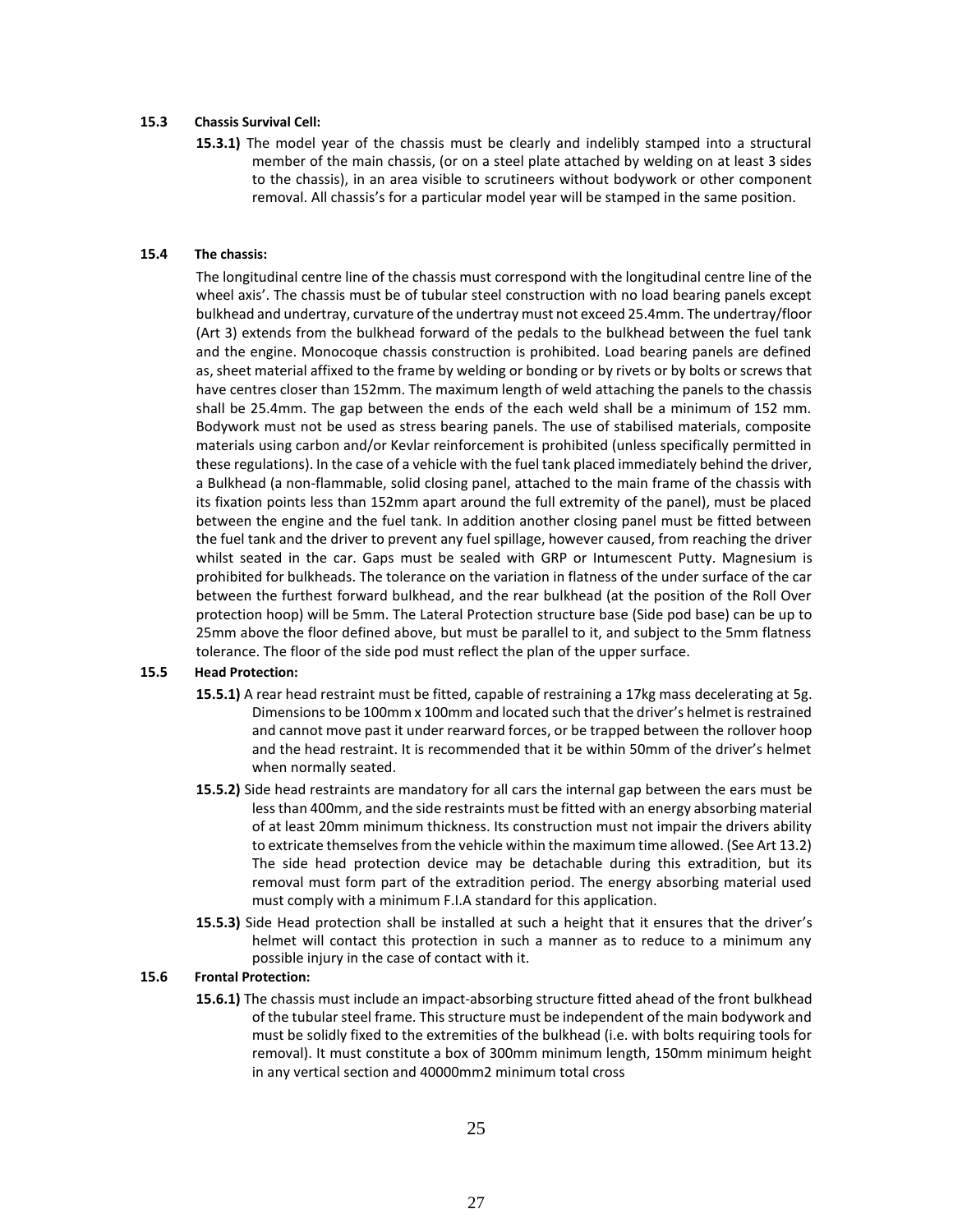**15.3 Chassis Survival Cell:**

**15.3.1)** The model year of the chassis must be clearly and indelibly stamped into a structural member of the main chassis, (or on a steel plate attached by welding on at least 3 sides to the chassis), in an area visible to scrutineers without bodywork or other component removal. All chassis's for a particular model year will be stamped in the same position.

**15.4 The chassis:**

The longitudinal centre line of the chassis must correspond with the longitudinal centre line of the wheel axis'. The chassis must be of tubular steel construction with no load bearing panels except bulkhead and undertray, curvature of the undertray must not exceed 25.4mm. The undertray/floor (Art 3) extends from the bulkhead forward of the pedals to the bulkhead between the fuel tank and the engine. Monocoque chassis construction is prohibited. Load bearing panels are defined as, sheet material affixed to the frame by welding or bonding or by rivets or by bolts or screws that have centres closer than 152mm. The maximum length of weld attaching the panels to the chassis shall be 25.4mm. The gap between the ends of the each weld shall be a minimum of 152 mm. Bodywork must not be used as stress bearing panels. The use of stabilised materials, composite materials using carbon and/or Kevlar reinforcement is prohibited (unless specifically permitted in these regulations). In the case of a vehicle with the fuel tank placed immediately behind the driver, a Bulkhead (a non-flammable, solid closing panel, attached to the main frame of the chassis with its fixation points less than 152mm apart around the full extremity of the panel), must be placed between the engine and the fuel tank. In addition another closing panel must be fitted between the fuel tank and the driver to prevent any fuel spillage, however caused, from reaching the driver whilst seated in the car. Gaps must be sealed with GRP or Intumescent Putty. Magnesium is prohibited for bulkheads. The tolerance on the variation in flatness of the under surface of the car between the furthest forward bulkhead, and the rear bulkhead (at the position of the Roll Over protection hoop) will be 5mm. The Lateral Protection structure base (Side pod base) can be up to 25mm above the floor defined above, but must be parallel to it, and subject to the 5mm flatness tolerance. The floor of the side pod must reflect the plan of the upper surface.

**15.5 Head Protection:**

**15.5.1)** A rear head restraint must be fitted, capable of restraining a 17kg mass decelerating at 5g. Dimensions to be 100mm x 100mm and located such that the driver's helmet is restrained and cannot move past it under rearward forces, or be trapped between the rollover hoop and the head restraint. It is recommended that it be within 50mm of the driver's helmet when normally seated.

**15.5.2)** Side head restraints are mandatory for all cars the internal gap between the ears must be less than 400mm, and the side restraints must be fitted with an energy absorbing material of at least 20mm minimum thickness. Its construction must not impair the drivers ability to extricate themselves from the vehicle within the maximum time allowed. (See Art 13.2) The side head protection device may be detachable during this extradition, but its removal must form part of the extradition period. The energy absorbing material used must comply with a minimum F.I.A standard for this application.

**15.5.3)** Side Head protection shall be installed at such a height that it ensures that the driver's helmet will contact this protection in such a manner as to reduce to a minimum any possible injury in the case of contact with it.

**15.6 Frontal Protection:**

**15.6.1)** The chassis must include an impact-absorbing structure fitted ahead of the front bulkhead of the tubular steel frame. This structure must be independent of the main bodywork and must be solidly fixed to the extremities of the bulkhead (i.e. with bolts requiring tools for removal). It must constitute a box of 300mm minimum length, 150mm minimum height in any vertical section and 40000mm2 minimum total cross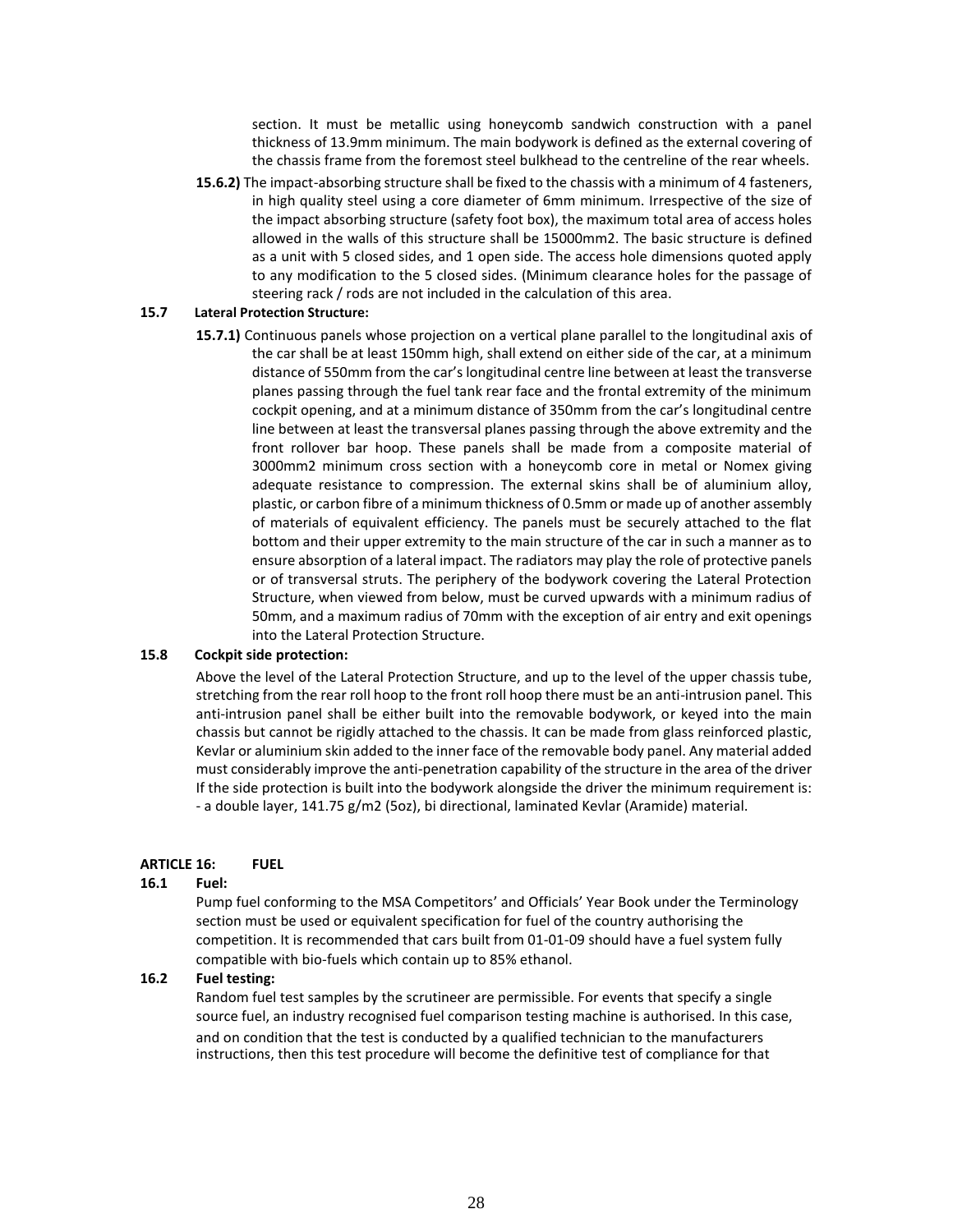section. It must be metallic using honeycomb sandwich construction with a panel thickness of 13.9mm minimum. The main bodywork is defined as the external covering of the chassis frame from the foremost steel bulkhead to the centreline of the rear wheels.

**15.6.2)** The impact-absorbing structure shall be fixed to the chassis with a minimum of 4 fasteners, in high quality steel using a core diameter of 6mm minimum. Irrespective of the size of the impact absorbing structure (safety foot box), the maximum total area of access holes allowed in the walls of this structure shall be 15000mm2. The basic structure is defined as a unit with 5 closed sides, and 1 open side. The access hole dimensions quoted apply to any modification to the 5 closed sides. (Minimum clearance holes for the passage of steering rack / rods are not included in the calculation of this area.

**15.7 Lateral Protection Structure:**

**15.7.1)** Continuous panels whose projection on a vertical plane parallel to the longitudinal axis of the car shall be at least 150mm high, shall extend on either side of the car, at a minimum distance of 550mm from the car's longitudinal centre line between at least the transverse planes passing through the fuel tank rear face and the frontal extremity of the minimum cockpit opening, and at a minimum distance of 350mm from the car's longitudinal centre line between at least the transversal planes passing through the above extremity and the front rollover bar hoop. These panels shall be made from a composite material of 3000mm2 minimum cross section with a honeycomb core in metal or Nomex giving adequate resistance to compression. The external skins shall be of aluminium alloy, plastic, or carbon fibre of a minimum thickness of 0.5mm or made up of another assembly of materials of equivalent efficiency. The panels must be securely attached to the flat bottom and their upper extremity to the main structure of the car in such a manner as to ensure absorption of a lateral impact. The radiators may play the role of protective panels or of transversal struts. The periphery of the bodywork covering the Lateral Protection Structure, when viewed from below, must be curved upwards with a minimum radius of 50mm, and a maximum radius of 70mm with the exception of air entry and exit openings into the Lateral Protection Structure.

**15.8 Cockpit side protection:**

Above the level of the Lateral Protection Structure, and up to the level of the upper chassis tube, stretching from the rear roll hoop to the front roll hoop there must be an anti-intrusion panel. This anti-intrusion panel shall be either built into the removable bodywork, or keyed into the main chassis but cannot be rigidly attached to the chassis. It can be made from glass reinforced plastic, Kevlar or aluminium skin added to the inner face of the removable body panel. Any material added must considerably improve the anti-penetration capability of the structure in the area of the driver If the side protection is built into the bodywork alongside the driver the minimum requirement is:
- a double layer, 141.75 g/m2 (5oz), bi directional, laminated Kevlar (Aramide) material.

## ARTICLE 16: FUEL

**16.1 Fuel:**

Pump fuel conforming to the MSA Competitors' and Officials' Year Book under the Terminology section must be used or equivalent specification for fuel of the country authorising the competition. It is recommended that cars built from 01-01-09 should have a fuel system fully compatible with bio-fuels which contain up to 85% ethanol.

**16.2 Fuel testing:**

Random fuel test samples by the scrutineer are permissible. For events that specify a single source fuel, an industry recognised fuel comparison testing machine is authorised. In this case, and on condition that the test is conducted by a qualified technician to the manufacturers instructions, then this test procedure will become the definitive test of compliance for that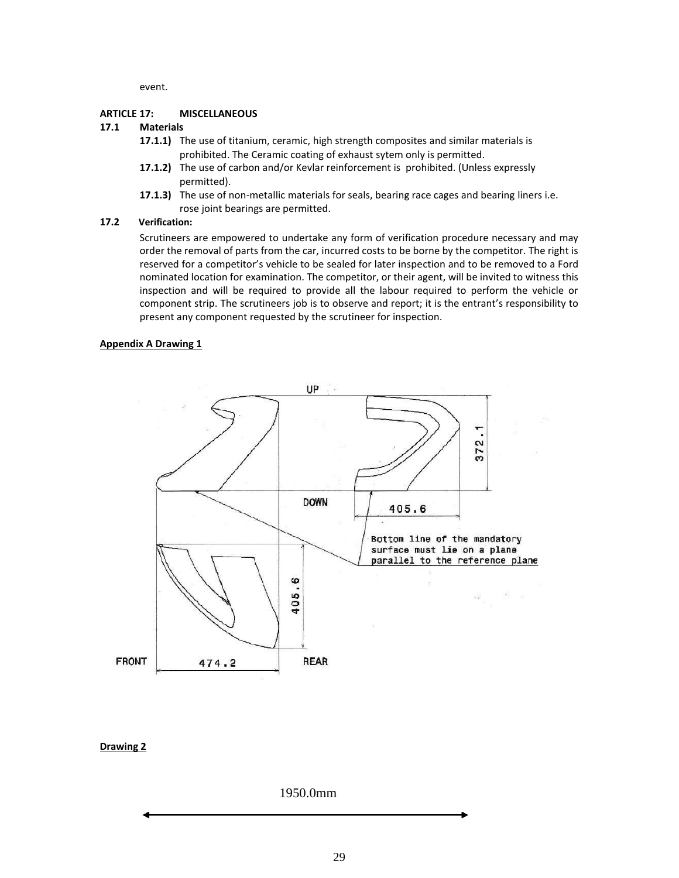event.

**ARTICLE 17: MISCELLANEOUS**

**17.1 Materials**

**17.1.1)** The use of titanium, ceramic, high strength composites and similar materials is prohibited. The Ceramic coating of exhaust sytem only is permitted.

**17.1.2)** The use of carbon and/or Kevlar reinforcement is prohibited. (Unless expressly permitted).

**17.1.3)** The use of non-metallic materials for seals, bearing race cages and bearing liners i.e. rose joint bearings are permitted.

**17.2 Verification:**

Scrutineers are empowered to undertake any form of verification procedure necessary and may order the removal of parts from the car, incurred costs to be borne by the competitor. The right is reserved for a competitor's vehicle to be sealed for later inspection and to be removed to a Ford nominated location for examination. The competitor, or their agent, will be invited to witness this inspection and will be required to provide all the labour required to perform the vehicle or component strip. The scrutineers job is to observe and report; it is the entrant's responsibility to present any component requested by the scrutineer for inspection.

**Appendix A Drawing 1**

UP

372.1

DOWN

405.6

Bottom line of the mandatory surface must lie on a plane parallel to the reference plane

405.6

FRONT 474.2 REAR

**Drawing 2**

1950.0mm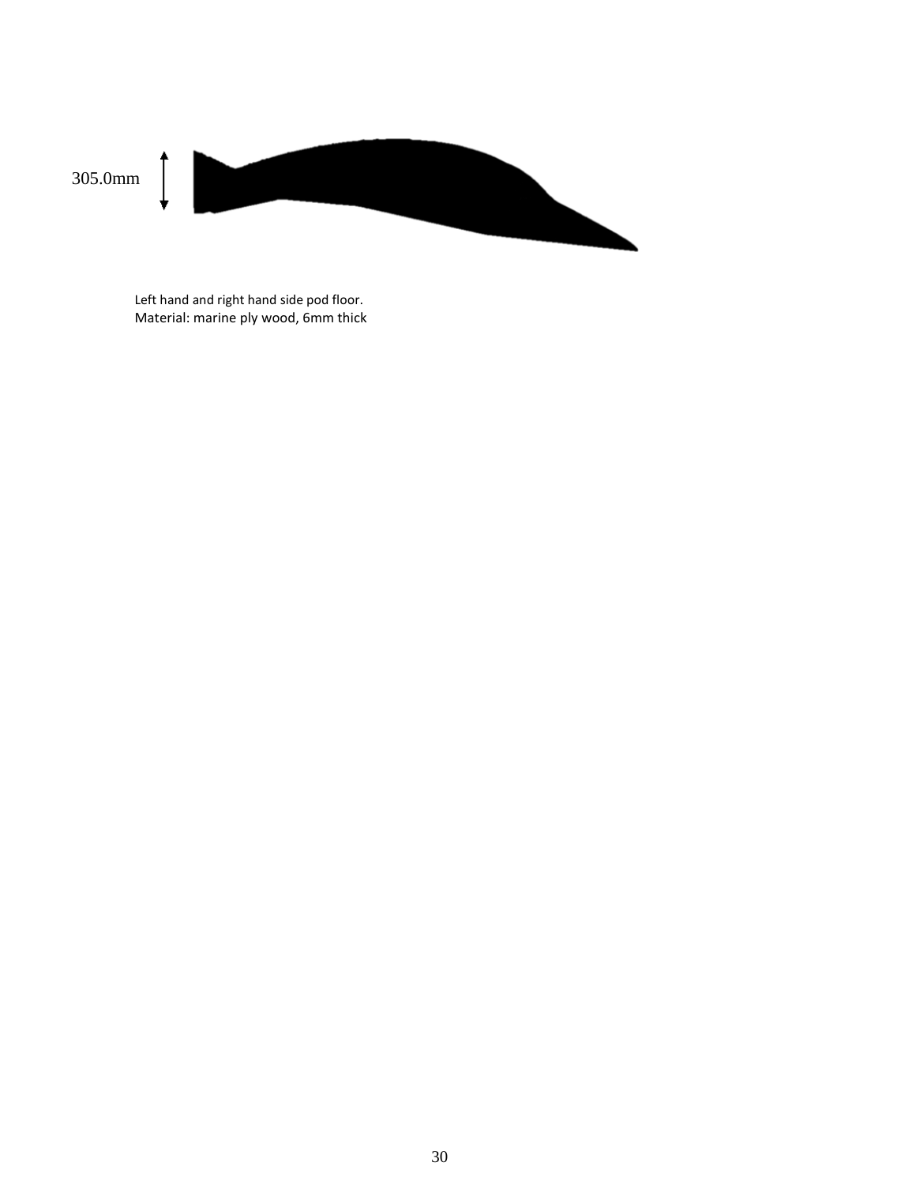305.0mm

Left hand and right hand side pod floor.
Material: marine ply wood, 6mm thick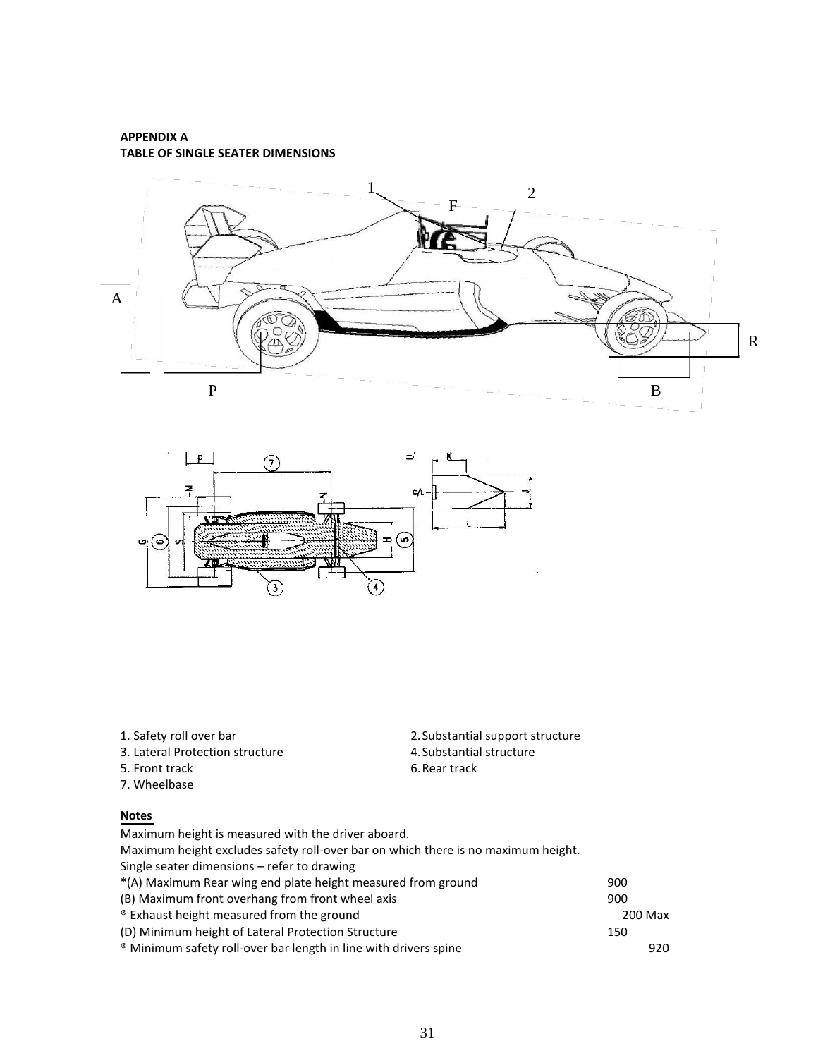**APPENDIX A**
**TABLE OF SINGLE SEATER DIMENSIONS**

1. Safety roll over bar
2. Substantial support structure
3. Lateral Protection structure
4. Substantial structure
5. Front track
6. Rear track
7. Wheelbase

**Notes**

Maximum height is measured with the driver aboard.
Maximum height excludes safety roll-over bar on which there is no maximum height.
Single seater dimensions – refer to drawing

| | |
|---|---|
| *(A) Maximum Rear wing end plate height measured from ground | 900 |
| (B) Maximum front overhang from front wheel axis | 900 |
| ® Exhaust height measured from the ground | 200 Max |
| (D) Minimum height of Lateral Protection Structure | 150 |
| ® Minimum safety roll-over bar length in line with drivers spine | 920 |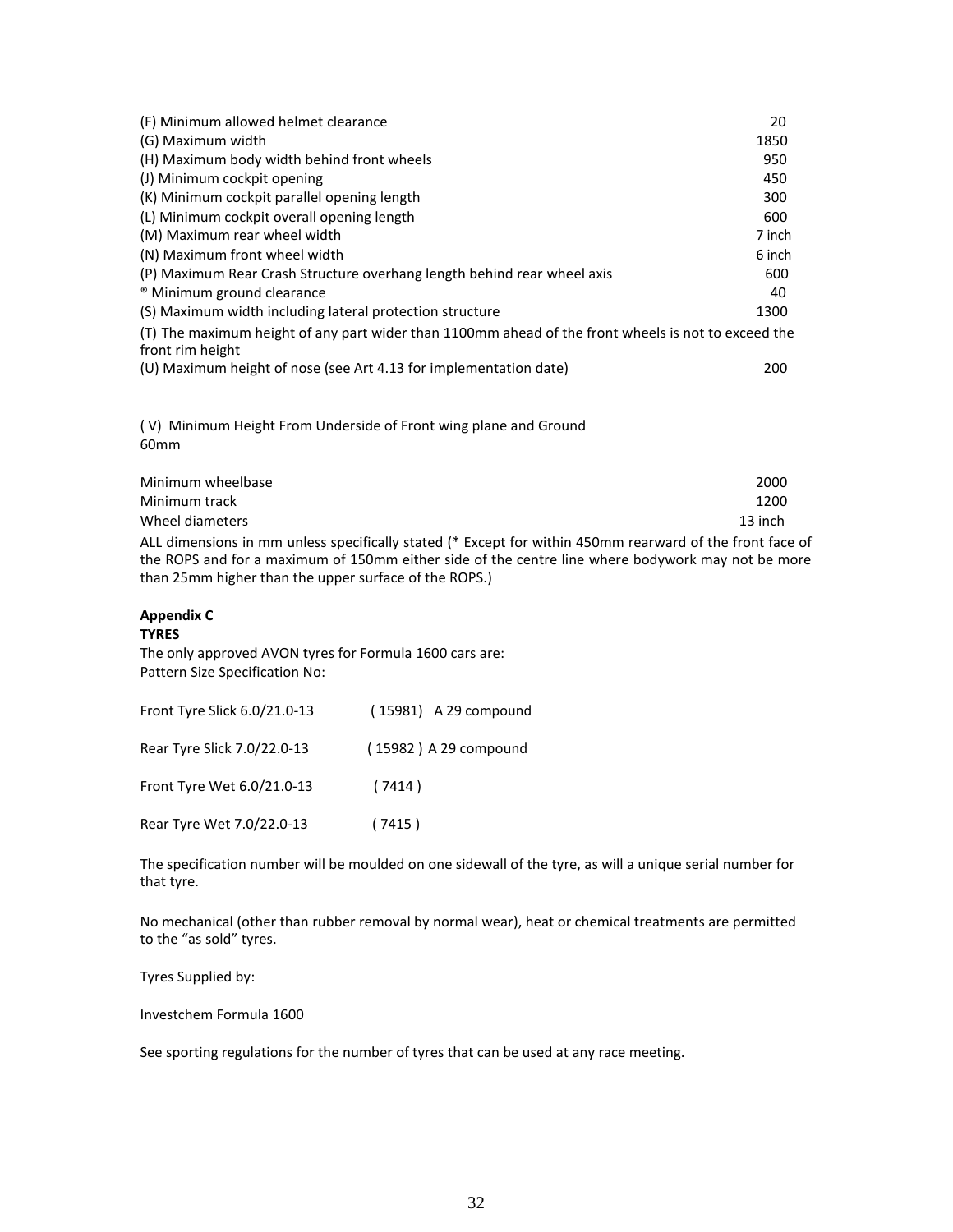| | |
|---|---|
| (F) Minimum allowed helmet clearance | 20 |
| (G) Maximum width | 1850 |
| (H) Maximum body width behind front wheels | 950 |
| (J) Minimum cockpit opening | 450 |
| (K) Minimum cockpit parallel opening length | 300 |
| (L) Minimum cockpit overall opening length | 600 |
| (M) Maximum rear wheel width | 7 inch |
| (N) Maximum front wheel width | 6 inch |
| (P) Maximum Rear Crash Structure overhang length behind rear wheel axis | 600 |
| ® Minimum ground clearance | 40 |
| (S) Maximum width including lateral protection structure | 1300 |
| (T) The maximum height of any part wider than 1100mm ahead of the front wheels is not to exceed the front rim height | |
| (U) Maximum height of nose (see Art 4.13 for implementation date) | 200 |

( V) Minimum Height From Underside of Front wing plane and Ground
60mm

| | |
|---|---|
| Minimum wheelbase | 2000 |
| Minimum track | 1200 |
| Wheel diameters | 13 inch |

ALL dimensions in mm unless specifically stated (* Except for within 450mm rearward of the front face of the ROPS and for a maximum of 150mm either side of the centre line where bodywork may not be more than 25mm higher than the upper surface of the ROPS.)

**Appendix C**
**TYRES**

The only approved AVON tyres for Formula 1600 cars are:
Pattern Size Specification No:

| | |
|---|---|
| Front Tyre Slick 6.0/21.0-13 | ( 15981) A 29 compound |
| Rear Tyre Slick 7.0/22.0-13 | ( 15982 ) A 29 compound |
| Front Tyre Wet 6.0/21.0-13 | ( 7414 ) |
| Rear Tyre Wet 7.0/22.0-13 | ( 7415 ) |

The specification number will be moulded on one sidewall of the tyre, as will a unique serial number for that tyre.

No mechanical (other than rubber removal by normal wear), heat or chemical treatments are permitted to the "as sold" tyres.

Tyres Supplied by:

Investchem Formula 1600

See sporting regulations for the number of tyres that can be used at any race meeting.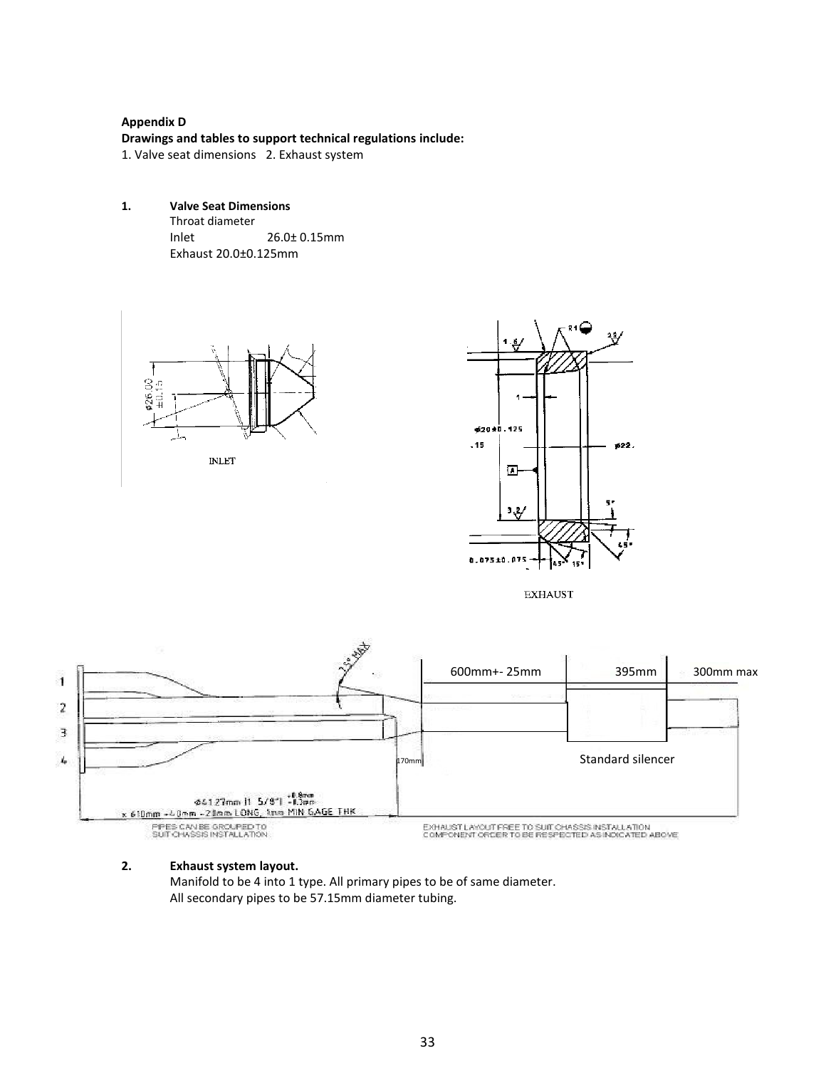**Appendix D**

**Drawings and tables to support technical regulations include:**

1. Valve seat dimensions 2. Exhaust system

**1. Valve Seat Dimensions**

Throat diameter

Inlet 26.0± 0.15mm

Exhaust 20.0±0.125mm

ø26.00 ±0.15

INLET

R1

1.6

25

1

ø20±0.125

.15

ø22.

A

3.2

5°

45°

0.075±0.075

45° 15°

EXHAUST

1

2

3

4

15° MAX

600mm+- 25mm

395mm

300mm max

170mm

Standard silencer

ø41.27mm (1 5/8") +0.8mm -0.3mm

x 610mm +40mm -20mm LONG, 1mm MIN GAGE THK

PIPES CAN BE GROUPED TO SUIT CHASSIS INSTALLATION

EXHAUST LAYOUT FREE TO SUIT CHASSIS INSTALLATION COMPONENT ORDER TO BE RESPECTED AS INDICATED ABOVE

**2. Exhaust system layout.**

Manifold to be 4 into 1 type. All primary pipes to be of same diameter.

All secondary pipes to be 57.15mm diameter tubing.